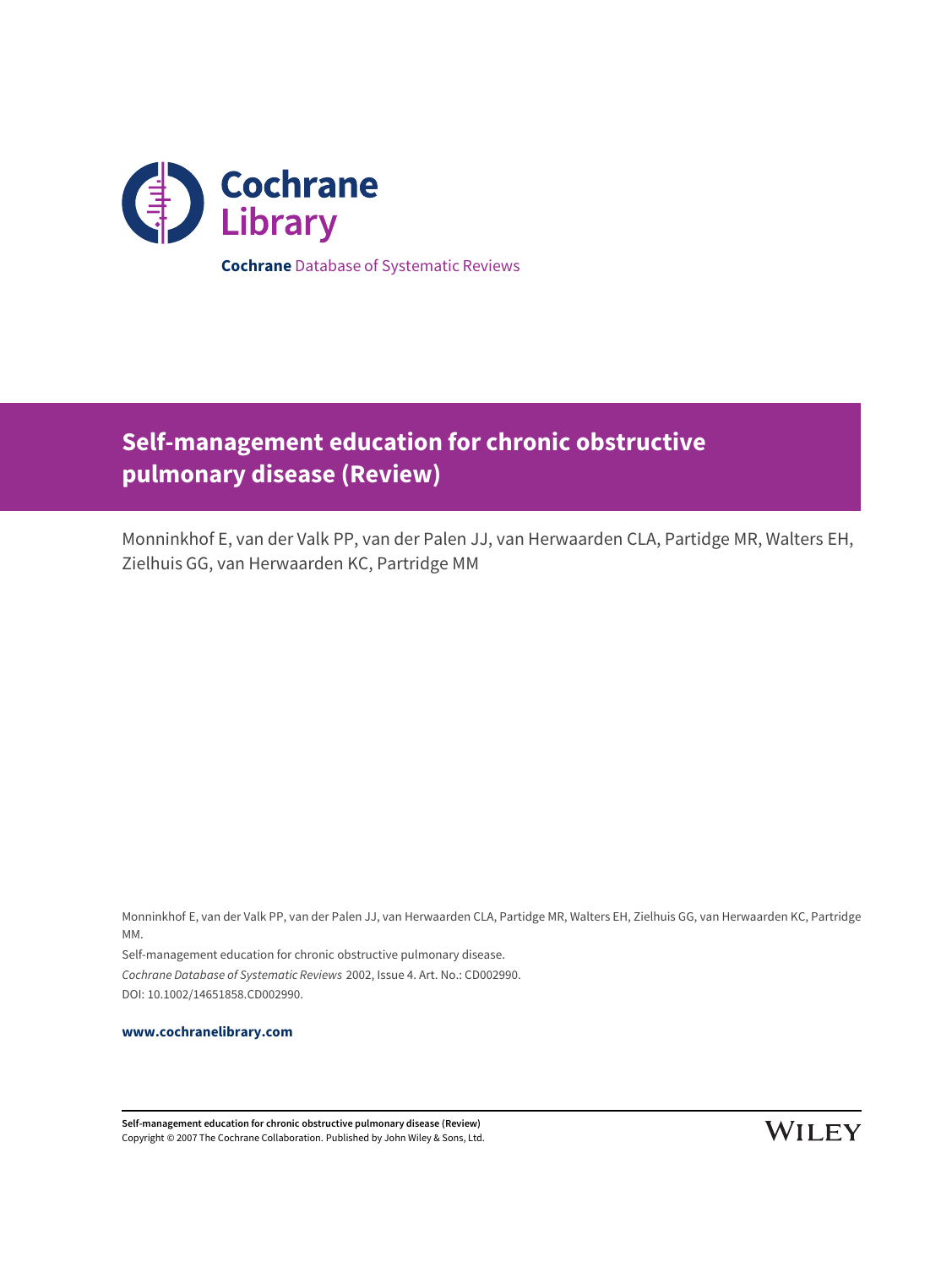Cochrane Library

**Cochrane** Database of Systematic Reviews

# Self-management education for chronic obstructive pulmonary disease (Review)

Monninkhof E, van der Valk PP, van der Palen JJ, van Herwaarden CLA, Partidge MR, Walters EH, Zielhuis GG, van Herwaarden KC, Partridge MM

Monninkhof E, van der Valk PP, van der Palen JJ, van Herwaarden CLA, Partidge MR, Walters EH, Zielhuis GG, van Herwaarden KC, Partridge MM.

Self-management education for chronic obstructive pulmonary disease.

*Cochrane Database of Systematic Reviews* 2002, Issue 4. Art. No.: CD002990.

DOI: 10.1002/14651858.CD002990.

**www.cochranelibrary.com**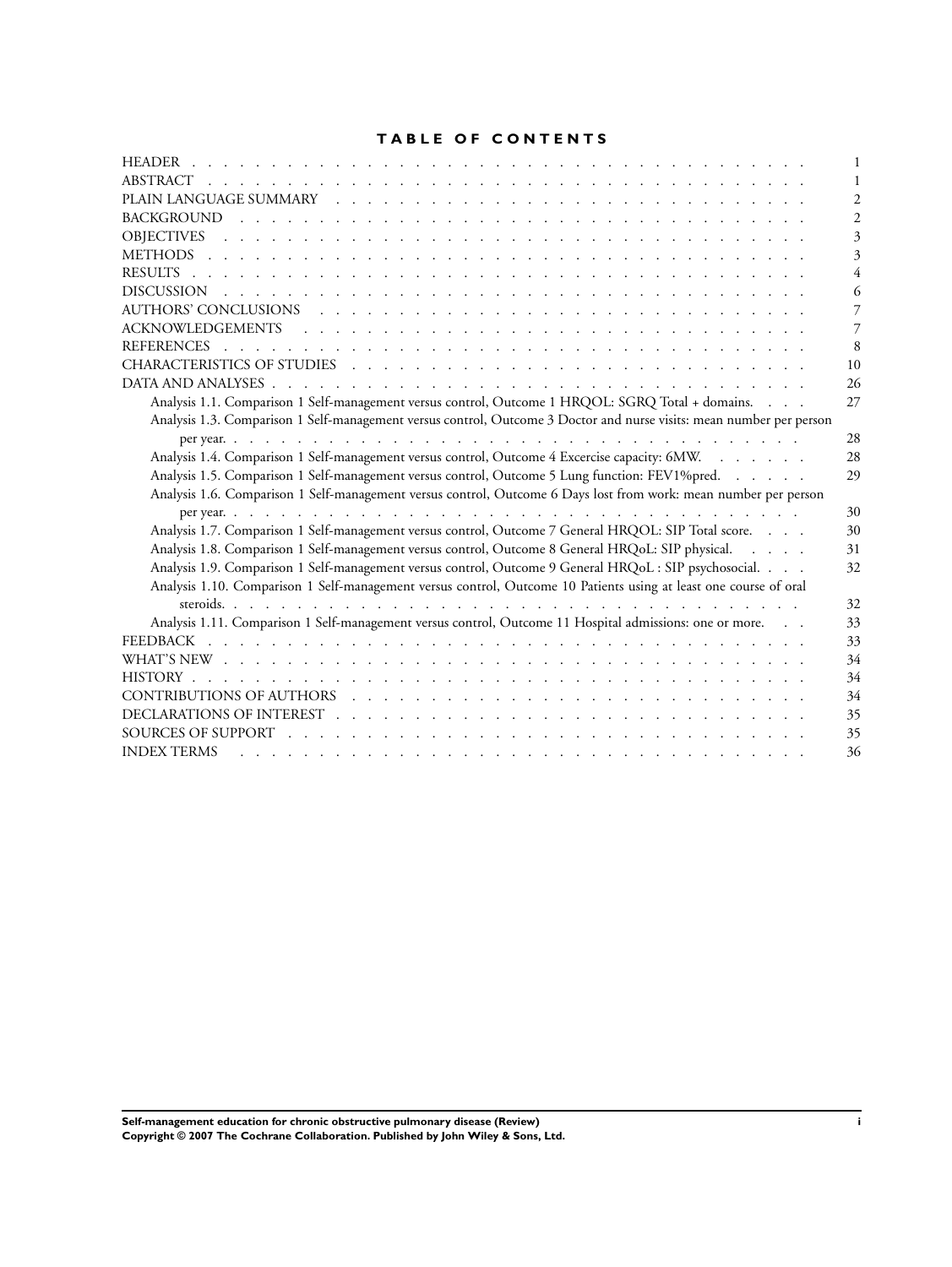# TABLE OF CONTENTS

| | |
|---|---|
| HEADER | 1 |
| ABSTRACT | 1 |
| PLAIN LANGUAGE SUMMARY | 2 |
| BACKGROUND | 2 |
| OBJECTIVES | 3 |
| METHODS | 3 |
| RESULTS | 4 |
| DISCUSSION | 6 |
| AUTHORS' CONCLUSIONS | 7 |
| ACKNOWLEDGEMENTS | 7 |
| REFERENCES | 8 |
| CHARACTERISTICS OF STUDIES | 10 |
| DATA AND ANALYSES | 26 |
| Analysis 1.1. Comparison 1 Self-management versus control, Outcome 1 HRQOL: SGRQ Total + domains. | 27 |
| Analysis 1.3. Comparison 1 Self-management versus control, Outcome 3 Doctor and nurse visits: mean number per person per year. | 28 |
| Analysis 1.4. Comparison 1 Self-management versus control, Outcome 4 Excercise capacity: 6MW. | 28 |
| Analysis 1.5. Comparison 1 Self-management versus control, Outcome 5 Lung function: FEV1%pred. | 29 |
| Analysis 1.6. Comparison 1 Self-management versus control, Outcome 6 Days lost from work: mean number per person per year. | 30 |
| Analysis 1.7. Comparison 1 Self-management versus control, Outcome 7 General HRQOL: SIP Total score. | 30 |
| Analysis 1.8. Comparison 1 Self-management versus control, Outcome 8 General HRQoL: SIP physical. | 31 |
| Analysis 1.9. Comparison 1 Self-management versus control, Outcome 9 General HRQoL : SIP psychosocial. | 32 |
| Analysis 1.10. Comparison 1 Self-management versus control, Outcome 10 Patients using at least one course of oral steroids. | 32 |
| Analysis 1.11. Comparison 1 Self-management versus control, Outcome 11 Hospital admissions: one or more. | 33 |
| FEEDBACK | 33 |
| WHAT'S NEW | 34 |
| HISTORY | 34 |
| CONTRIBUTIONS OF AUTHORS | 34 |
| DECLARATIONS OF INTEREST | 35 |
| SOURCES OF SUPPORT | 35 |
| INDEX TERMS | 36 |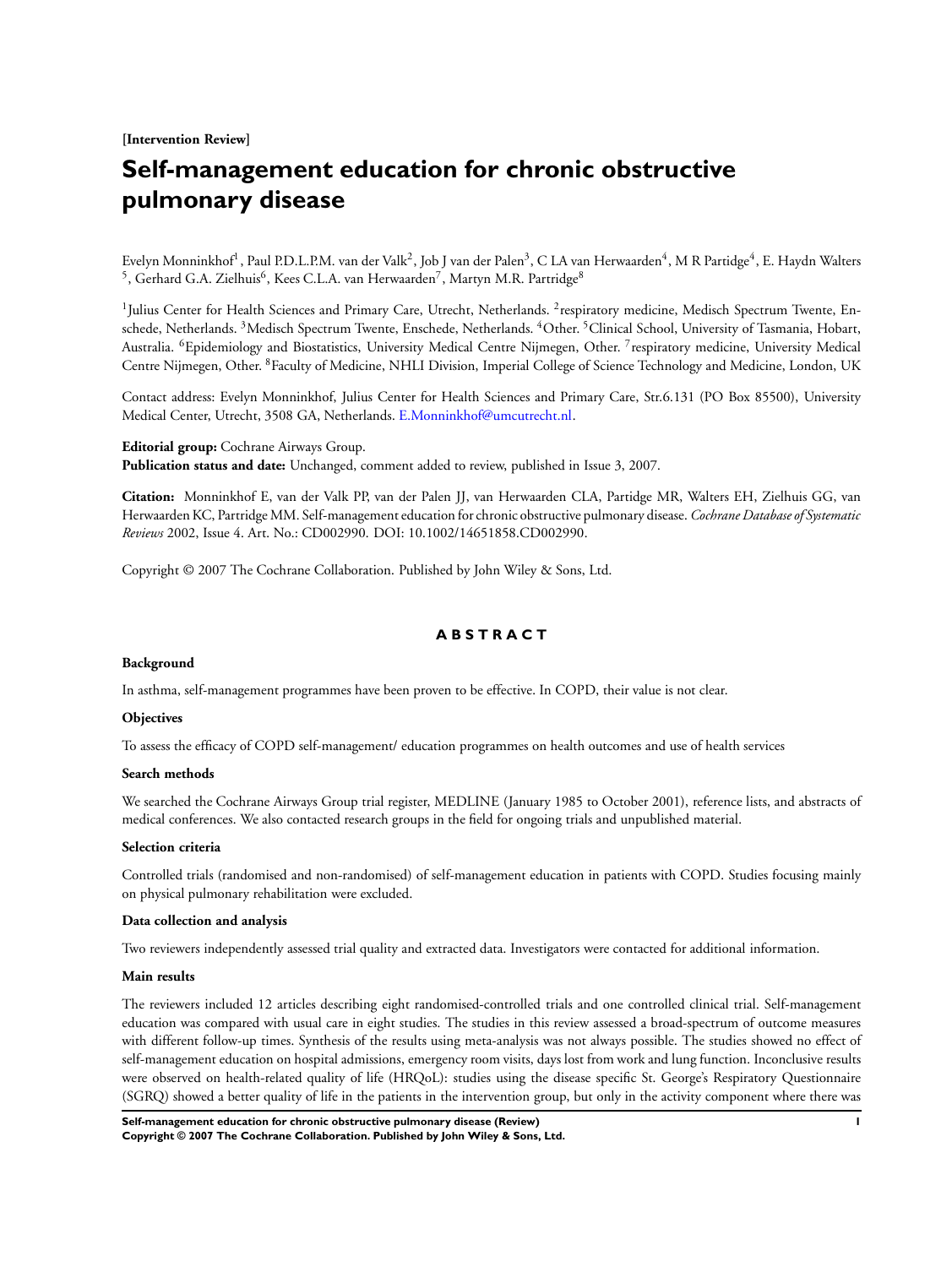[Intervention Review]

# Self-management education for chronic obstructive pulmonary disease

Evelyn Monninkhof[1], Paul P.D.L.P.M. van der Valk[2], Job J van der Palen[3], C LA van Herwaarden[4], M R Partidge[4], E. Haydn Walters[5], Gerhard G.A. Zielhuis[6], Kees C.L.A. van Herwaarden[7], Martyn M.R. Partridge[8]

[1]Julius Center for Health Sciences and Primary Care, Utrecht, Netherlands. [2]respiratory medicine, Medisch Spectrum Twente, Enschede, Netherlands. [3]Medisch Spectrum Twente, Enschede, Netherlands. [4]Other. [5]Clinical School, University of Tasmania, Hobart, Australia. [6]Epidemiology and Biostatistics, University Medical Centre Nijmegen, Other. [7]respiratory medicine, University Medical Centre Nijmegen, Other. [8]Faculty of Medicine, NHLI Division, Imperial College of Science Technology and Medicine, London, UK

Contact address: Evelyn Monninkhof, Julius Center for Health Sciences and Primary Care, Str.6.131 (PO Box 85500), University Medical Center, Utrecht, 3508 GA, Netherlands. E.Monninkhof@umcutrecht.nl.

**Editorial group:** Cochrane Airways Group.
**Publication status and date:** Unchanged, comment added to review, published in Issue 3, 2007.

**Citation:** Monninkhof E, van der Valk PP, van der Palen JJ, van Herwaarden CLA, Partidge MR, Walters EH, Zielhuis GG, van Herwaarden KC, Partridge MM. Self-management education for chronic obstructive pulmonary disease. *Cochrane Database of Systematic Reviews* 2002, Issue 4. Art. No.: CD002990. DOI: 10.1002/14651858.CD002990.

Copyright © 2007 The Cochrane Collaboration. Published by John Wiley & Sons, Ltd.

## ABSTRACT

### Background

In asthma, self-management programmes have been proven to be effective. In COPD, their value is not clear.

### Objectives

To assess the efficacy of COPD self-management/ education programmes on health outcomes and use of health services

### Search methods

We searched the Cochrane Airways Group trial register, MEDLINE (January 1985 to October 2001), reference lists, and abstracts of medical conferences. We also contacted research groups in the field for ongoing trials and unpublished material.

### Selection criteria

Controlled trials (randomised and non-randomised) of self-management education in patients with COPD. Studies focusing mainly on physical pulmonary rehabilitation were excluded.

### Data collection and analysis

Two reviewers independently assessed trial quality and extracted data. Investigators were contacted for additional information.

### Main results

The reviewers included 12 articles describing eight randomised-controlled trials and one controlled clinical trial. Self-management education was compared with usual care in eight studies. The studies in this review assessed a broad-spectrum of outcome measures with different follow-up times. Synthesis of the results using meta-analysis was not always possible. The studies showed no effect of self-management education on hospital admissions, emergency room visits, days lost from work and lung function. Inconclusive results were observed on health-related quality of life (HRQoL): studies using the disease specific St. George's Respiratory Questionnaire (SGRQ) showed a better quality of life in the patients in the intervention group, but only in the activity component where there was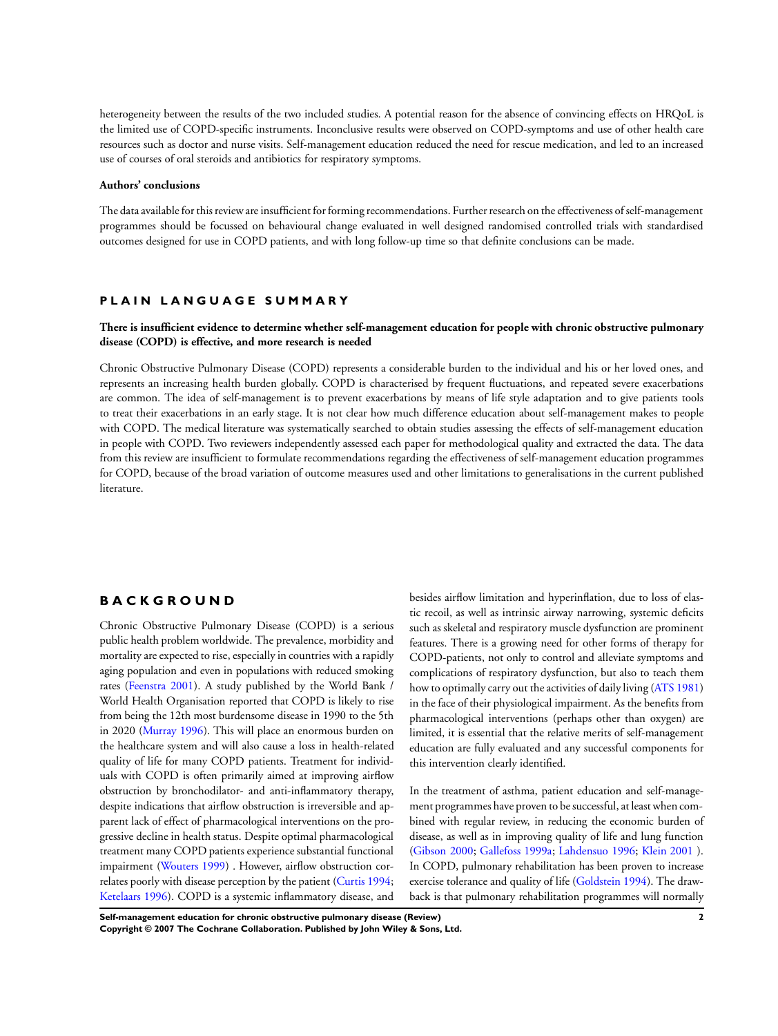heterogeneity between the results of the two included studies. A potential reason for the absence of convincing effects on HRQoL is the limited use of COPD-specific instruments. Inconclusive results were observed on COPD-symptoms and use of other health care resources such as doctor and nurse visits. Self-management education reduced the need for rescue medication, and led to an increased use of courses of oral steroids and antibiotics for respiratory symptoms.

**Authors' conclusions**

The data available for this review are insufficient for forming recommendations. Further research on the effectiveness of self-management programmes should be focussed on behavioural change evaluated in well designed randomised controlled trials with standardised outcomes designed for use in COPD patients, and with long follow-up time so that definite conclusions can be made.

## PLAIN LANGUAGE SUMMARY

**There is insufficient evidence to determine whether self-management education for people with chronic obstructive pulmonary disease (COPD) is effective, and more research is needed**

Chronic Obstructive Pulmonary Disease (COPD) represents a considerable burden to the individual and his or her loved ones, and represents an increasing health burden globally. COPD is characterised by frequent fluctuations, and repeated severe exacerbations are common. The idea of self-management is to prevent exacerbations by means of life style adaptation and to give patients tools to treat their exacerbations in an early stage. It is not clear how much difference education about self-management makes to people with COPD. The medical literature was systematically searched to obtain studies assessing the effects of self-management education in people with COPD. Two reviewers independently assessed each paper for methodological quality and extracted the data. The data from this review are insufficient to formulate recommendations regarding the effectiveness of self-management education programmes for COPD, because of the broad variation of outcome measures used and other limitations to generalisations in the current published literature.

## BACKGROUND

Chronic Obstructive Pulmonary Disease (COPD) is a serious public health problem worldwide. The prevalence, morbidity and mortality are expected to rise, especially in countries with a rapidly aging population and even in populations with reduced smoking rates (Feenstra 2001). A study published by the World Bank / World Health Organisation reported that COPD is likely to rise from being the 12th most burdensome disease in 1990 to the 5th in 2020 (Murray 1996). This will place an enormous burden on the healthcare system and will also cause a loss in health-related quality of life for many COPD patients. Treatment for individuals with COPD is often primarily aimed at improving airflow obstruction by bronchodilator- and anti-inflammatory therapy, despite indications that airflow obstruction is irreversible and apparent lack of effect of pharmacological interventions on the progressive decline in health status. Despite optimal pharmacological treatment many COPD patients experience substantial functional impairment (Wouters 1999) . However, airflow obstruction correlates poorly with disease perception by the patient (Curtis 1994; Ketelaars 1996). COPD is a systemic inflammatory disease, and besides airflow limitation and hyperinflation, due to loss of elastic recoil, as well as intrinsic airway narrowing, systemic deficits such as skeletal and respiratory muscle dysfunction are prominent features. There is a growing need for other forms of therapy for COPD-patients, not only to control and alleviate symptoms and complications of respiratory dysfunction, but also to teach them how to optimally carry out the activities of daily living (ATS 1981) in the face of their physiological impairment. As the benefits from pharmacological interventions (perhaps other than oxygen) are limited, it is essential that the relative merits of self-management education are fully evaluated and any successful components for this intervention clearly identified.

In the treatment of asthma, patient education and self-management programmes have proven to be successful, at least when combined with regular review, in reducing the economic burden of disease, as well as in improving quality of life and lung function (Gibson 2000; Gallefoss 1999a; Lahdensuo 1996; Klein 2001 ). In COPD, pulmonary rehabilitation has been proven to increase exercise tolerance and quality of life (Goldstein 1994). The drawback is that pulmonary rehabilitation programmes will normally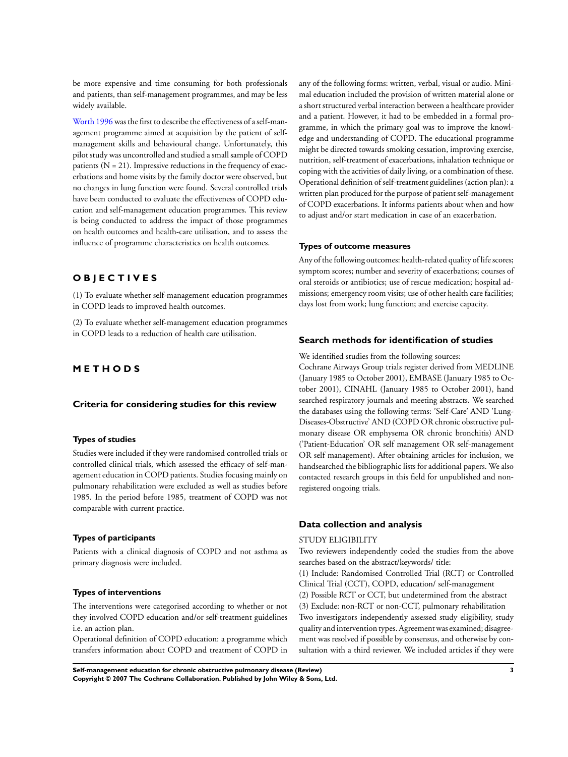be more expensive and time consuming for both professionals and patients, than self-management programmes, and may be less widely available.

Worth 1996 was the first to describe the effectiveness of a self-management programme aimed at acquisition by the patient of self-management skills and behavioural change. Unfortunately, this pilot study was uncontrolled and studied a small sample of COPD patients (N = 21). Impressive reductions in the frequency of exacerbations and home visits by the family doctor were observed, but no changes in lung function were found. Several controlled trials have been conducted to evaluate the effectiveness of COPD education and self-management education programmes. This review is being conducted to address the impact of those programmes on health outcomes and health-care utilisation, and to assess the influence of programme characteristics on health outcomes.

# OBJECTIVES

(1) To evaluate whether self-management education programmes in COPD leads to improved health outcomes.

(2) To evaluate whether self-management education programmes in COPD leads to a reduction of health care utilisation.

# METHODS

## Criteria for considering studies for this review

### Types of studies

Studies were included if they were randomised controlled trials or controlled clinical trials, which assessed the efficacy of self-management education in COPD patients. Studies focusing mainly on pulmonary rehabilitation were excluded as well as studies before 1985. In the period before 1985, treatment of COPD was not comparable with current practice.

### Types of participants

Patients with a clinical diagnosis of COPD and not asthma as primary diagnosis were included.

### Types of interventions

The interventions were categorised according to whether or not they involved COPD education and/or self-treatment guidelines i.e. an action plan.

Operational definition of COPD education: a programme which transfers information about COPD and treatment of COPD in any of the following forms: written, verbal, visual or audio. Minimal education included the provision of written material alone or a short structured verbal interaction between a healthcare provider and a patient. However, it had to be embedded in a formal programme, in which the primary goal was to improve the knowledge and understanding of COPD. The educational programme might be directed towards smoking cessation, improving exercise, nutrition, self-treatment of exacerbations, inhalation technique or coping with the activities of daily living, or a combination of these.

Operational definition of self-treatment guidelines (action plan): a written plan produced for the purpose of patient self-management of COPD exacerbations. It informs patients about when and how to adjust and/or start medication in case of an exacerbation.

### Types of outcome measures

Any of the following outcomes: health-related quality of life scores; symptom scores; number and severity of exacerbations; courses of oral steroids or antibiotics; use of rescue medication; hospital admissions; emergency room visits; use of other health care facilities; days lost from work; lung function; and exercise capacity.

## Search methods for identification of studies

We identified studies from the following sources:

Cochrane Airways Group trials register derived from MEDLINE (January 1985 to October 2001), EMBASE (January 1985 to October 2001), CINAHL (January 1985 to October 2001), hand searched respiratory journals and meeting abstracts. We searched the databases using the following terms: 'Self-Care' AND 'Lung-Diseases-Obstructive' AND (COPD OR chronic obstructive pulmonary disease OR emphysema OR chronic bronchitis) AND ('Patient-Education' OR self management OR self-management OR self management). After obtaining articles for inclusion, we handsearched the bibliographic lists for additional papers. We also contacted research groups in this field for unpublished and non-registered ongoing trials.

## Data collection and analysis

STUDY ELIGIBILITY

Two reviewers independently coded the studies from the above searches based on the abstract/keywords/ title:

(1) Include: Randomised Controlled Trial (RCT) or Controlled Clinical Trial (CCT), COPD, education/ self-management

(2) Possible RCT or CCT, but undetermined from the abstract

(3) Exclude: non-RCT or non-CCT, pulmonary rehabilitation

Two investigators independently assessed study eligibility, study quality and intervention types. Agreement was examined; disagreement was resolved if possible by consensus, and otherwise by consultation with a third reviewer. We included articles if they were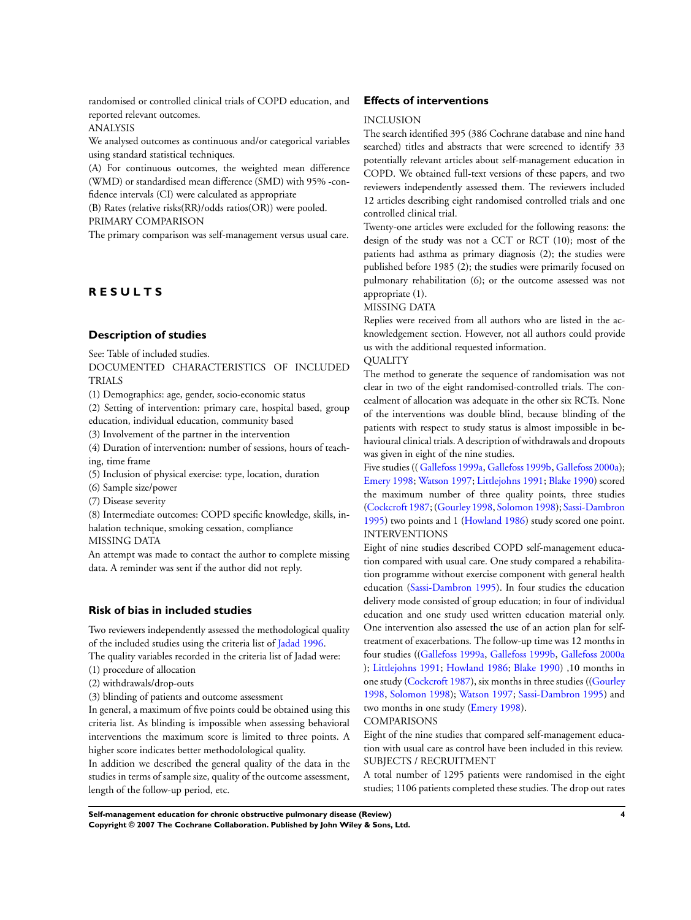randomised or controlled clinical trials of COPD education, and reported relevant outcomes.

ANALYSIS

We analysed outcomes as continuous and/or categorical variables using standard statistical techniques.

(A) For continuous outcomes, the weighted mean difference (WMD) or standardised mean difference (SMD) with 95% -confidence intervals (CI) were calculated as appropriate

(B) Rates (relative risks(RR)/odds ratios(OR)) were pooled.

PRIMARY COMPARISON

The primary comparison was self-management versus usual care.

# RESULTS

## Description of studies

See: Table of included studies.

DOCUMENTED CHARACTERISTICS OF INCLUDED TRIALS

(1) Demographics: age, gender, socio-economic status

(2) Setting of intervention: primary care, hospital based, group education, individual education, community based

(3) Involvement of the partner in the intervention

(4) Duration of intervention: number of sessions, hours of teaching, time frame

(5) Inclusion of physical exercise: type, location, duration

(6) Sample size/power

(7) Disease severity

(8) Intermediate outcomes: COPD specific knowledge, skills, inhalation technique, smoking cessation, compliance

MISSING DATA

An attempt was made to contact the author to complete missing data. A reminder was sent if the author did not reply.

## Risk of bias in included studies

Two reviewers independently assessed the methodological quality of the included studies using the criteria list of Jadad 1996.

The quality variables recorded in the criteria list of Jadad were:

(1) procedure of allocation

(2) withdrawals/drop-outs

(3) blinding of patients and outcome assessment

In general, a maximum of five points could be obtained using this criteria list. As blinding is impossible when assessing behavioral interventions the maximum score is limited to three points. A higher score indicates better methodolological quality.

In addition we described the general quality of the data in the studies in terms of sample size, quality of the outcome assessment, length of the follow-up period, etc.

## Effects of interventions

INCLUSION

The search identified 395 (386 Cochrane database and nine hand searched) titles and abstracts that were screened to identify 33 potentially relevant articles about self-management education in COPD. We obtained full-text versions of these papers, and two reviewers independently assessed them. The reviewers included 12 articles describing eight randomised controlled trials and one controlled clinical trial.

Twenty-one articles were excluded for the following reasons: the design of the study was not a CCT or RCT (10); most of the patients had asthma as primary diagnosis (2); the studies were published before 1985 (2); the studies were primarily focused on pulmonary rehabilitation (6); or the outcome assessed was not appropriate (1).

MISSING DATA

Replies were received from all authors who are listed in the acknowledgement section. However, not all authors could provide us with the additional requested information.

QUALITY

The method to generate the sequence of randomisation was not clear in two of the eight randomised-controlled trials. The concealment of allocation was adequate in the other six RCTs. None of the interventions was double blind, because blinding of the patients with respect to study status is almost impossible in behavioural clinical trials. A description of withdrawals and dropouts was given in eight of the nine studies.

Five studies (( Gallefoss 1999a, Gallefoss 1999b, Gallefoss 2000a); Emery 1998; Watson 1997; Littlejohns 1991; Blake 1990) scored the maximum number of three quality points, three studies (Cockcroft 1987; (Gourley 1998, Solomon 1998); Sassi-Dambron 1995) two points and 1 (Howland 1986) study scored one point.

INTERVENTIONS

Eight of nine studies described COPD self-management education compared with usual care. One study compared a rehabilitation programme without exercise component with general health education (Sassi-Dambron 1995). In four studies the education delivery mode consisted of group education; in four of individual education and one study used written education material only. One intervention also assessed the use of an action plan for self-treatment of exacerbations. The follow-up time was 12 months in four studies ((Gallefoss 1999a, Gallefoss 1999b, Gallefoss 2000a ); Littlejohns 1991; Howland 1986; Blake 1990) ,10 months in one study (Cockcroft 1987), six months in three studies ((Gourley 1998, Solomon 1998); Watson 1997; Sassi-Dambron 1995) and two months in one study (Emery 1998).

COMPARISONS

Eight of the nine studies that compared self-management education with usual care as control have been included in this review.

SUBJECTS / RECRUITMENT

A total number of 1295 patients were randomised in the eight studies; 1106 patients completed these studies. The drop out rates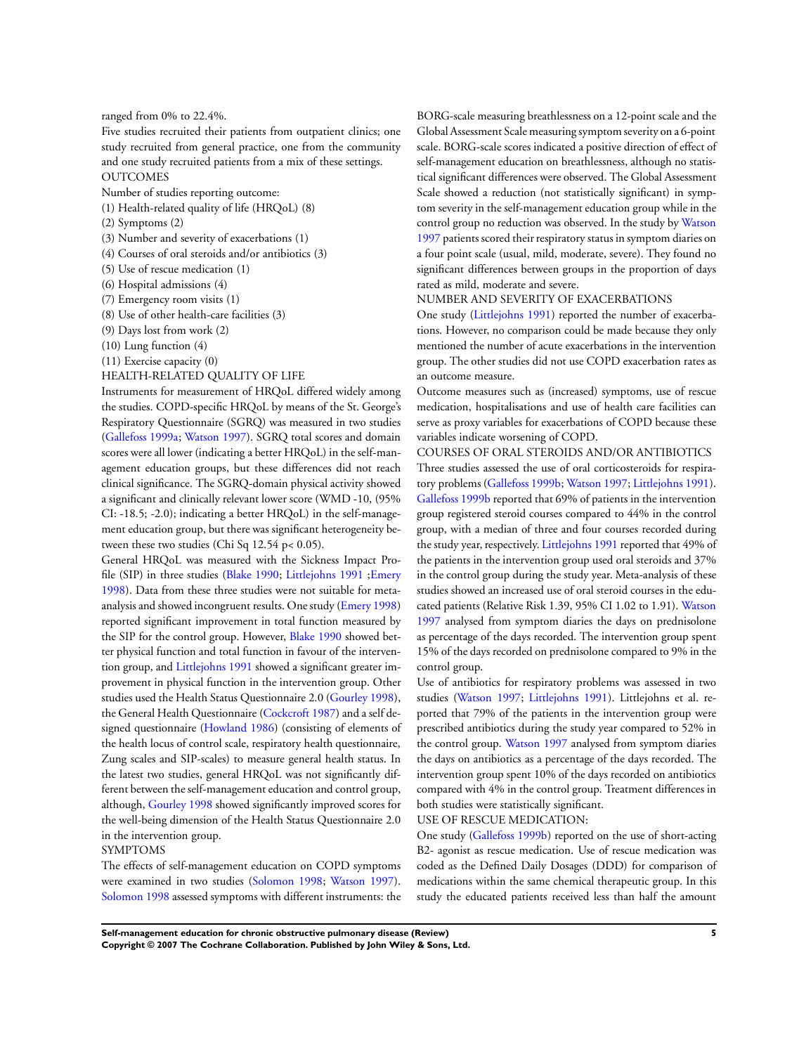ranged from 0% to 22.4%.

Five studies recruited their patients from outpatient clinics; one study recruited from general practice, one from the community and one study recruited patients from a mix of these settings.

OUTCOMES

Number of studies reporting outcome:

(1) Health-related quality of life (HRQoL) (8)
(2) Symptoms (2)
(3) Number and severity of exacerbations (1)
(4) Courses of oral steroids and/or antibiotics (3)
(5) Use of rescue medication (1)
(6) Hospital admissions (4)
(7) Emergency room visits (1)
(8) Use of other health-care facilities (3)
(9) Days lost from work (2)
(10) Lung function (4)
(11) Exercise capacity (0)

HEALTH-RELATED QUALITY OF LIFE

Instruments for measurement of HRQoL differed widely among the studies. COPD-specific HRQoL by means of the St. George's Respiratory Questionnaire (SGRQ) was measured in two studies (Gallefoss 1999a; Watson 1997). SGRQ total scores and domain scores were all lower (indicating a better HRQoL) in the self-management education groups, but these differences did not reach clinical significance. The SGRQ-domain physical activity showed a significant and clinically relevant lower score (WMD -10, (95% CI: -18.5; -2.0); indicating a better HRQoL) in the self-management education group, but there was significant heterogeneity between these two studies (Chi Sq 12.54 $p < 0.05$).

General HRQoL was measured with the Sickness Impact Profile (SIP) in three studies (Blake 1990; Littlejohns 1991 ;Emery 1998). Data from these three studies were not suitable for meta-analysis and showed incongruent results. One study (Emery 1998) reported significant improvement in total function measured by the SIP for the control group. However, Blake 1990 showed better physical function and total function in favour of the intervention group, and Littlejohns 1991 showed a significant greater improvement in physical function in the intervention group. Other studies used the Health Status Questionnaire 2.0 (Gourley 1998), the General Health Questionnaire (Cockcroft 1987) and a self designed questionnaire (Howland 1986) (consisting of elements of the health locus of control scale, respiratory health questionnaire, Zung scales and SIP-scales) to measure general health status. In the latest two studies, general HRQoL was not significantly different between the self-management education and control group, although, Gourley 1998 showed significantly improved scores for the well-being dimension of the Health Status Questionnaire 2.0 in the intervention group.

SYMPTOMS

The effects of self-management education on COPD symptoms were examined in two studies (Solomon 1998; Watson 1997). Solomon 1998 assessed symptoms with different instruments: the BORG-scale measuring breathlessness on a 12-point scale and the Global Assessment Scale measuring symptom severity on a 6-point scale. BORG-scale scores indicated a positive direction of effect of self-management education on breathlessness, although no statistical significant differences were observed. The Global Assessment Scale showed a reduction (not statistically significant) in symptom severity in the self-management education group while in the control group no reduction was observed. In the study by Watson 1997 patients scored their respiratory status in symptom diaries on a four point scale (usual, mild, moderate, severe). They found no significant differences between groups in the proportion of days rated as mild, moderate and severe.

NUMBER AND SEVERITY OF EXACERBATIONS

One study (Littlejohns 1991) reported the number of exacerbations. However, no comparison could be made because they only mentioned the number of acute exacerbations in the intervention group. The other studies did not use COPD exacerbation rates as an outcome measure.

Outcome measures such as (increased) symptoms, use of rescue medication, hospitalisations and use of health care facilities can serve as proxy variables for exacerbations of COPD because these variables indicate worsening of COPD.

COURSES OF ORAL STEROIDS AND/OR ANTIBIOTICS

Three studies assessed the use of oral corticosteroids for respiratory problems (Gallefoss 1999b; Watson 1997; Littlejohns 1991). Gallefoss 1999b reported that 69% of patients in the intervention group registered steroid courses compared to 44% in the control group, with a median of three and four courses recorded during the study year, respectively. Littlejohns 1991 reported that 49% of the patients in the intervention group used oral steroids and 37% in the control group during the study year. Meta-analysis of these studies showed an increased use of oral steroid courses in the educated patients (Relative Risk 1.39, 95% CI 1.02 to 1.91). Watson 1997 analysed from symptom diaries the days on prednisolone as percentage of the days recorded. The intervention group spent 15% of the days recorded on prednisolone compared to 9% in the control group.

Use of antibiotics for respiratory problems was assessed in two studies (Watson 1997; Littlejohns 1991). Littlejohns et al. reported that 79% of the patients in the intervention group were prescribed antibiotics during the study year compared to 52% in the control group. Watson 1997 analysed from symptom diaries the days on antibiotics as a percentage of the days recorded. The intervention group spent 10% of the days recorded on antibiotics compared with 4% in the control group. Treatment differences in both studies were statistically significant.

USE OF RESCUE MEDICATION:

One study (Gallefoss 1999b) reported on the use of short-acting B2- agonist as rescue medication. Use of rescue medication was coded as the Defined Daily Dosages (DDD) for comparison of medications within the same chemical therapeutic group. In this study the educated patients received less than half the amount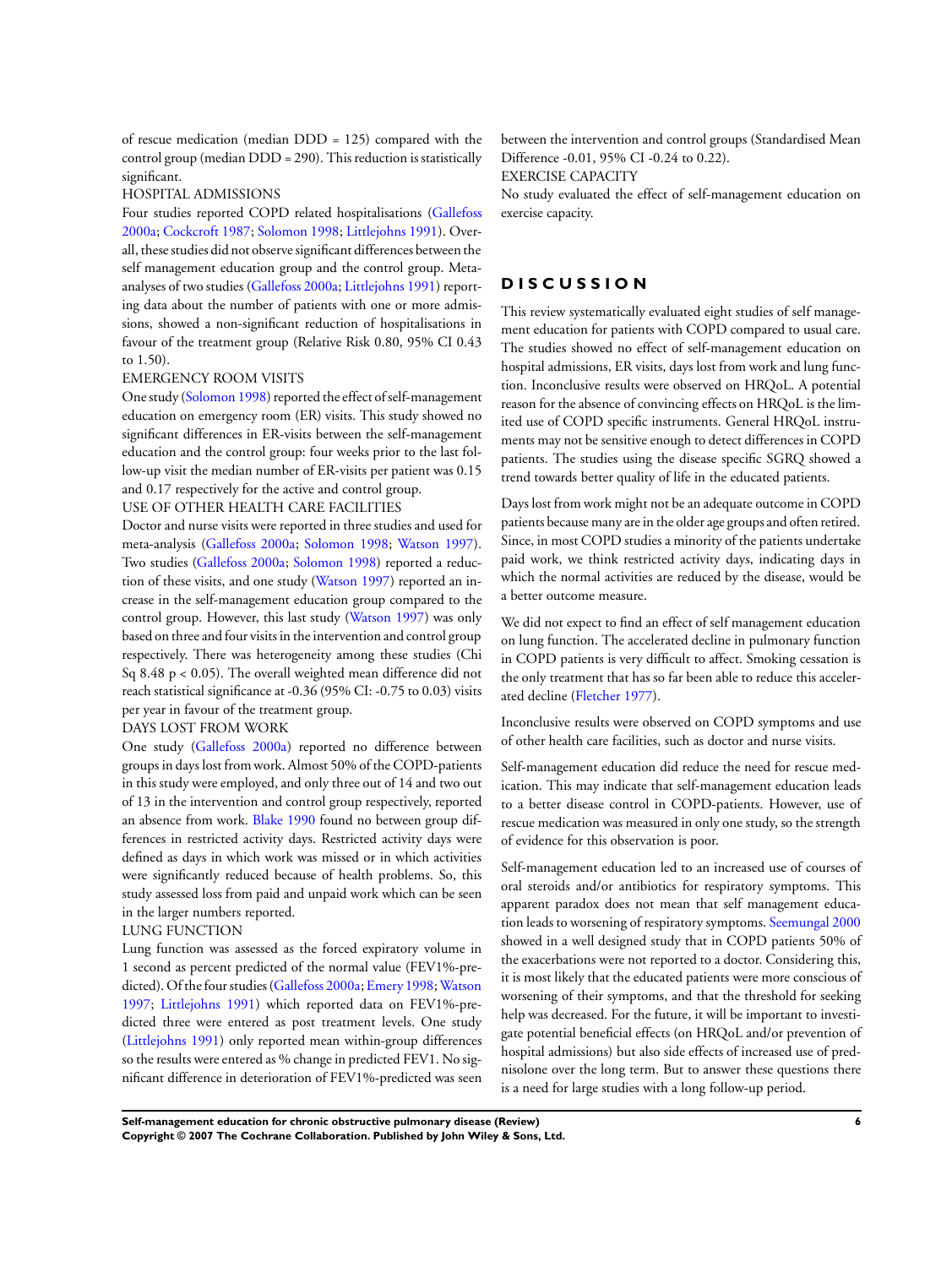of rescue medication (median DDD = 125) compared with the control group (median DDD = 290). This reduction is statistically significant.

HOSPITAL ADMISSIONS

Four studies reported COPD related hospitalisations (Gallefoss 2000a; Cockcroft 1987; Solomon 1998; Littlejohns 1991). Overall, these studies did not observe significant differences between the self management education group and the control group. Meta-analyses of two studies (Gallefoss 2000a; Littlejohns 1991) reporting data about the number of patients with one or more admissions, showed a non-significant reduction of hospitalisations in favour of the treatment group (Relative Risk 0.80, 95% CI 0.43 to 1.50).

EMERGENCY ROOM VISITS

One study (Solomon 1998) reported the effect of self-management education on emergency room (ER) visits. This study showed no significant differences in ER-visits between the self-management education and the control group: four weeks prior to the last follow-up visit the median number of ER-visits per patient was 0.15 and 0.17 respectively for the active and control group.

USE OF OTHER HEALTH CARE FACILITIES

Doctor and nurse visits were reported in three studies and used for meta-analysis (Gallefoss 2000a; Solomon 1998; Watson 1997). Two studies (Gallefoss 2000a; Solomon 1998) reported a reduction of these visits, and one study (Watson 1997) reported an increase in the self-management education group compared to the control group. However, this last study (Watson 1997) was only based on three and four visits in the intervention and control group respectively. There was heterogeneity among these studies (Chi Sq 8.48 $p < 0.05$). The overall weighted mean difference did not reach statistical significance at -0.36 (95% CI: -0.75 to 0.03) visits per year in favour of the treatment group.

DAYS LOST FROM WORK

One study (Gallefoss 2000a) reported no difference between groups in days lost from work. Almost 50% of the COPD-patients in this study were employed, and only three out of 14 and two out of 13 in the intervention and control group respectively, reported an absence from work. Blake 1990 found no between group differences in restricted activity days. Restricted activity days were defined as days in which work was missed or in which activities were significantly reduced because of health problems. So, this study assessed loss from paid and unpaid work which can be seen in the larger numbers reported.

LUNG FUNCTION

Lung function was assessed as the forced expiratory volume in 1 second as percent predicted of the normal value (FEV1%-predicted). Of the four studies (Gallefoss 2000a; Emery 1998; Watson 1997; Littlejohns 1991) which reported data on FEV1%-predicted three were entered as post treatment levels. One study (Littlejohns 1991) only reported mean within-group differences so the results were entered as % change in predicted FEV1. No significant difference in deterioration of FEV1%-predicted was seen between the intervention and control groups (Standardised Mean Difference -0.01, 95% CI -0.24 to 0.22).

EXERCISE CAPACITY

No study evaluated the effect of self-management education on exercise capacity.

# DISCUSSION

This review systematically evaluated eight studies of self management education for patients with COPD compared to usual care. The studies showed no effect of self-management education on hospital admissions, ER visits, days lost from work and lung function. Inconclusive results were observed on HRQoL. A potential reason for the absence of convincing effects on HRQoL is the limited use of COPD specific instruments. General HRQoL instruments may not be sensitive enough to detect differences in COPD patients. The studies using the disease specific SGRQ showed a trend towards better quality of life in the educated patients.

Days lost from work might not be an adequate outcome in COPD patients because many are in the older age groups and often retired. Since, in most COPD studies a minority of the patients undertake paid work, we think restricted activity days, indicating days in which the normal activities are reduced by the disease, would be a better outcome measure.

We did not expect to find an effect of self management education on lung function. The accelerated decline in pulmonary function in COPD patients is very difficult to affect. Smoking cessation is the only treatment that has so far been able to reduce this accelerated decline (Fletcher 1977).

Inconclusive results were observed on COPD symptoms and use of other health care facilities, such as doctor and nurse visits.

Self-management education did reduce the need for rescue medication. This may indicate that self-management education leads to a better disease control in COPD-patients. However, use of rescue medication was measured in only one study, so the strength of evidence for this observation is poor.

Self-management education led to an increased use of courses of oral steroids and/or antibiotics for respiratory symptoms. This apparent paradox does not mean that self management education leads to worsening of respiratory symptoms. Seemungal 2000 showed in a well designed study that in COPD patients 50% of the exacerbations were not reported to a doctor. Considering this, it is most likely that the educated patients were more conscious of worsening of their symptoms, and that the threshold for seeking help was decreased. For the future, it will be important to investigate potential beneficial effects (on HRQoL and/or prevention of hospital admissions) but also side effects of increased use of prednisolone over the long term. But to answer these questions there is a need for large studies with a long follow-up period.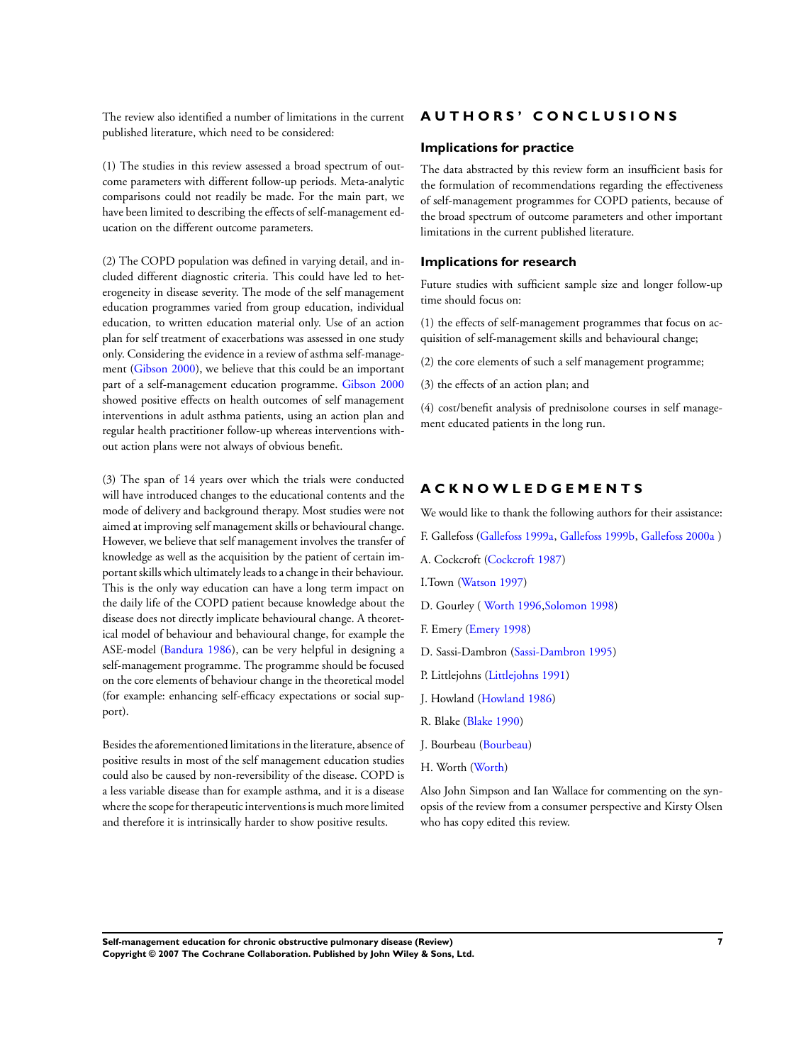The review also identified a number of limitations in the current published literature, which need to be considered:

(1) The studies in this review assessed a broad spectrum of outcome parameters with different follow-up periods. Meta-analytic comparisons could not readily be made. For the main part, we have been limited to describing the effects of self-management education on the different outcome parameters.

(2) The COPD population was defined in varying detail, and included different diagnostic criteria. This could have led to heterogeneity in disease severity. The mode of the self management education programmes varied from group education, individual education, to written education material only. Use of an action plan for self treatment of exacerbations was assessed in one study only. Considering the evidence in a review of asthma self-management (Gibson 2000), we believe that this could be an important part of a self-management education programme. Gibson 2000 showed positive effects on health outcomes of self management interventions in adult asthma patients, using an action plan and regular health practitioner follow-up whereas interventions without action plans were not always of obvious benefit.

(3) The span of 14 years over which the trials were conducted will have introduced changes to the educational contents and the mode of delivery and background therapy. Most studies were not aimed at improving self management skills or behavioural change. However, we believe that self management involves the transfer of knowledge as well as the acquisition by the patient of certain important skills which ultimately leads to a change in their behaviour. This is the only way education can have a long term impact on the daily life of the COPD patient because knowledge about the disease does not directly implicate behavioural change. A theoretical model of behaviour and behavioural change, for example the ASE-model (Bandura 1986), can be very helpful in designing a self-management programme. The programme should be focused on the core elements of behaviour change in the theoretical model (for example: enhancing self-efficacy expectations or social support).

Besides the aforementioned limitations in the literature, absence of positive results in most of the self management education studies could also be caused by non-reversibility of the disease. COPD is a less variable disease than for example asthma, and it is a disease where the scope for therapeutic interventions is much more limited and therefore it is intrinsically harder to show positive results.

# AUTHORS' CONCLUSIONS

## Implications for practice

The data abstracted by this review form an insufficient basis for the formulation of recommendations regarding the effectiveness of self-management programmes for COPD patients, because of the broad spectrum of outcome parameters and other important limitations in the current published literature.

## Implications for research

Future studies with sufficient sample size and longer follow-up time should focus on:

(1) the effects of self-management programmes that focus on acquisition of self-management skills and behavioural change;

(2) the core elements of such a self management programme;

(3) the effects of an action plan; and

(4) cost/benefit analysis of prednisolone courses in self management educated patients in the long run.

# ACKNOWLEDGEMENTS

We would like to thank the following authors for their assistance:

F. Gallefoss (Gallefoss 1999a, Gallefoss 1999b, Gallefoss 2000a )

A. Cockcroft (Cockcroft 1987)

I.Town (Watson 1997)

D. Gourley ( Worth 1996,Solomon 1998)

F. Emery (Emery 1998)

D. Sassi-Dambron (Sassi-Dambron 1995)

P. Littlejohns (Littlejohns 1991)

J. Howland (Howland 1986)

R. Blake (Blake 1990)

J. Bourbeau (Bourbeau)

H. Worth (Worth)

Also John Simpson and Ian Wallace for commenting on the synopsis of the review from a consumer perspective and Kirsty Olsen who has copy edited this review.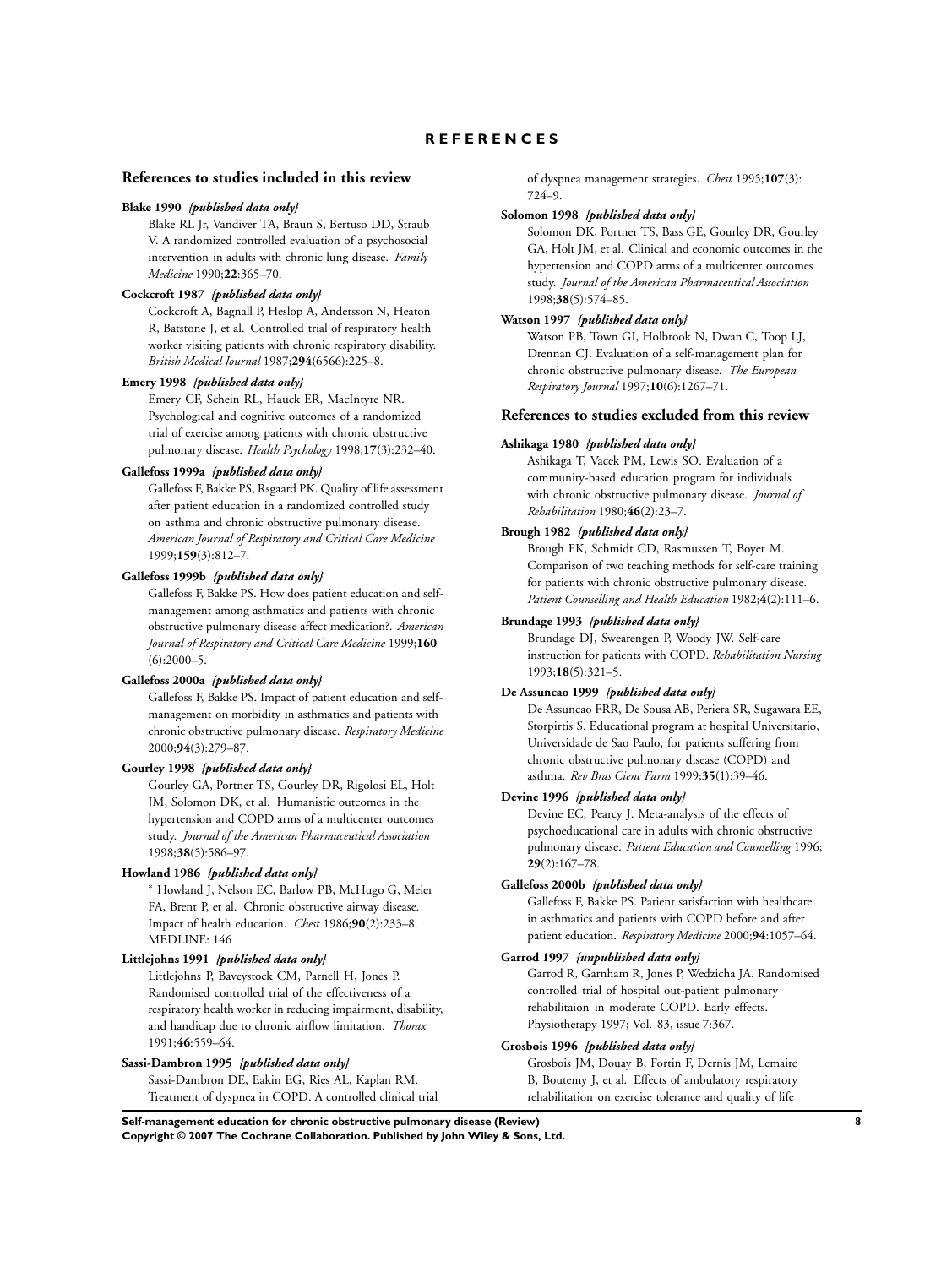# REFERENCES

## References to studies included in this review

**Blake 1990** *{published data only}*

Blake RL Jr, Vandiver TA, Braun S, Bertuso DD, Straub V. A randomized controlled evaluation of a psychosocial intervention in adults with chronic lung disease. *Family Medicine* 1990;**22**:365–70.

**Cockcroft 1987** *{published data only}*

Cockcroft A, Bagnall P, Heslop A, Andersson N, Heaton R, Batstone J, et al. Controlled trial of respiratory health worker visiting patients with chronic respiratory disability. *British Medical Journal* 1987;**294**(6566):225–8.

**Emery 1998** *{published data only}*

Emery CF, Schein RL, Hauck ER, MacIntyre NR. Psychological and cognitive outcomes of a randomized trial of exercise among patients with chronic obstructive pulmonary disease. *Health Psychology* 1998;**17**(3):232–40.

**Gallefoss 1999a** *{published data only}*

Gallefoss F, Bakke PS, Rsgaard PK. Quality of life assessment after patient education in a randomized controlled study on asthma and chronic obstructive pulmonary disease. *American Journal of Respiratory and Critical Care Medicine* 1999;**159**(3):812–7.

**Gallefoss 1999b** *{published data only}*

Gallefoss F, Bakke PS. How does patient education and self-management among asthmatics and patients with chronic obstructive pulmonary disease affect medication?. *American Journal of Respiratory and Critical Care Medicine* 1999;**160**(6):2000–5.

**Gallefoss 2000a** *{published data only}*

Gallefoss F, Bakke PS. Impact of patient education and self-management on morbidity in asthmatics and patients with chronic obstructive pulmonary disease. *Respiratory Medicine* 2000;**94**(3):279–87.

**Gourley 1998** *{published data only}*

Gourley GA, Portner TS, Gourley DR, Rigolosi EL, Holt JM, Solomon DK, et al. Humanistic outcomes in the hypertension and COPD arms of a multicenter outcomes study. *Journal of the American Pharmaceutical Association* 1998;**38**(5):586–97.

**Howland 1986** *{published data only}*

* Howland J, Nelson EC, Barlow PB, McHugo G, Meier FA, Brent P, et al. Chronic obstructive airway disease. Impact of health education. *Chest* 1986;**90**(2):233–8. MEDLINE: 146

**Littlejohns 1991** *{published data only}*

Littlejohns P, Baveystock CM, Parnell H, Jones P. Randomised controlled trial of the effectiveness of a respiratory health worker in reducing impairment, disability, and handicap due to chronic airflow limitation. *Thorax* 1991;**46**:559–64.

**Sassi-Dambron 1995** *{published data only}*

Sassi-Dambron DE, Eakin EG, Ries AL, Kaplan RM. Treatment of dyspnea in COPD. A controlled clinical trial of dyspnea management strategies. *Chest* 1995;**107**(3):724–9.

**Solomon 1998** *{published data only}*

Solomon DK, Portner TS, Bass GE, Gourley DR, Gourley GA, Holt JM, et al. Clinical and economic outcomes in the hypertension and COPD arms of a multicenter outcomes study. *Journal of the American Pharmaceutical Association* 1998;**38**(5):574–85.

**Watson 1997** *{published data only}*

Watson PB, Town GI, Holbrook N, Dwan C, Toop LJ, Drennan CJ. Evaluation of a self-management plan for chronic obstructive pulmonary disease. *The European Respiratory Journal* 1997;**10**(6):1267–71.

## References to studies excluded from this review

**Ashikaga 1980** *{published data only}*

Ashikaga T, Vacek PM, Lewis SO. Evaluation of a community-based education program for individuals with chronic obstructive pulmonary disease. *Journal of Rehabilitation* 1980;**46**(2):23–7.

**Brough 1982** *{published data only}*

Brough FK, Schmidt CD, Rasmussen T, Boyer M. Comparison of two teaching methods for self-care training for patients with chronic obstructive pulmonary disease. *Patient Counselling and Health Education* 1982;**4**(2):111–6.

**Brundage 1993** *{published data only}*

Brundage DJ, Swearengen P, Woody JW. Self-care instruction for patients with COPD. *Rehabilitation Nursing* 1993;**18**(5):321–5.

**De Assuncao 1999** *{published data only}*

De Assuncao FRR, De Sousa AB, Periera SR, Sugawara EE, Storpirtis S. Educational program at hospital Universitario, Universidade de Sao Paulo, for patients suffering from chronic obstructive pulmonary disease (COPD) and asthma. *Rev Bras Cienc Farm* 1999;**35**(1):39–46.

**Devine 1996** *{published data only}*

Devine EC, Pearcy J. Meta-analysis of the effects of psychoeducational care in adults with chronic obstructive pulmonary disease. *Patient Education and Counselling* 1996;**29**(2):167–78.

**Gallefoss 2000b** *{published data only}*

Gallefoss F, Bakke PS. Patient satisfaction with healthcare in asthmatics and patients with COPD before and after patient education. *Respiratory Medicine* 2000;**94**:1057–64.

**Garrod 1997** *{unpublished data only}*

Garrod R, Garnham R, Jones P, Wedzicha JA. Randomised controlled trial of hospital out-patient pulmonary rehabilitaion in moderate COPD. Early effects. Physiotherapy 1997; Vol. 83, issue 7:367.

**Grosbois 1996** *{published data only}*

Grosbois JM, Douay B, Fortin F, Dernis JM, Lemaire B, Boutemy J, et al. Effects of ambulatory respiratory rehabilitation on exercise tolerance and quality of life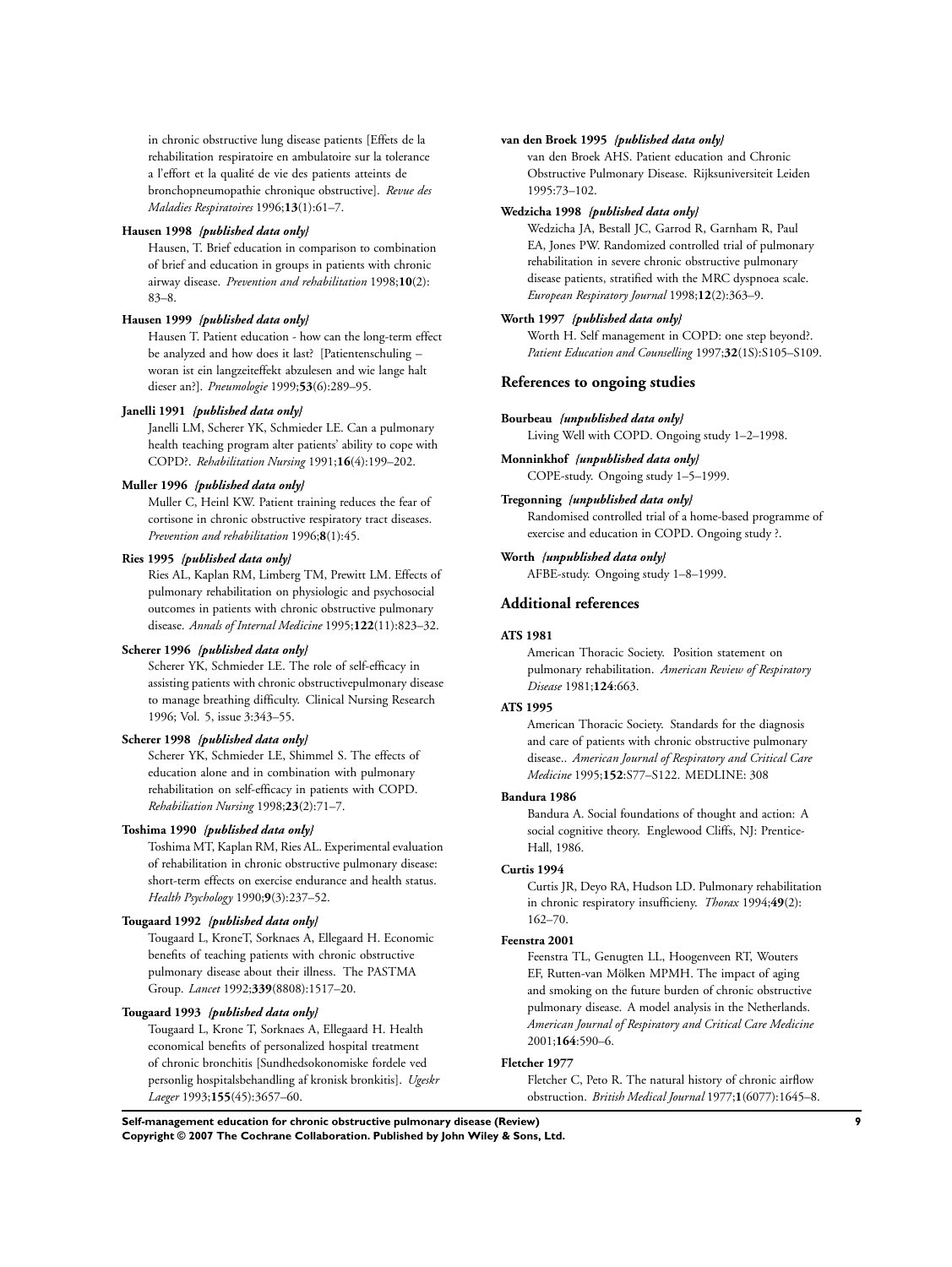in chronic obstructive lung disease patients [Effets de la rehabilitation respiratoire en ambulatoire sur la tolerance a l'effort et la qualité de vie des patients atteints de bronchopneumopathie chronique obstructive]. *Revue des Maladies Respiratoires* 1996;**13**(1):61–7.

**Hausen 1998** *{published data only}*

Hausen, T. Brief education in comparison to combination of brief and education in groups in patients with chronic airway disease. *Prevention and rehabilitation* 1998;**10**(2): 83–8.

**Hausen 1999** *{published data only}*

Hausen T. Patient education - how can the long-term effect be analyzed and how does it last? [Patientenschuling – woran ist ein langzeiteffekt abzulesen and wie lange halt dieser an?]. *Pneumologie* 1999;**53**(6):289–95.

**Janelli 1991** *{published data only}*

Janelli LM, Scherer YK, Schmieder LE. Can a pulmonary health teaching program alter patients' ability to cope with COPD?. *Rehabilitation Nursing* 1991;**16**(4):199–202.

**Muller 1996** *{published data only}*

Muller C, Heinl KW. Patient training reduces the fear of cortisone in chronic obstructive respiratory tract diseases. *Prevention and rehabilitation* 1996;**8**(1):45.

**Ries 1995** *{published data only}*

Ries AL, Kaplan RM, Limberg TM, Prewitt LM. Effects of pulmonary rehabilitation on physiologic and psychosocial outcomes in patients with chronic obstructive pulmonary disease. *Annals of Internal Medicine* 1995;**122**(11):823–32.

**Scherer 1996** *{published data only}*

Scherer YK, Schmieder LE. The role of self-efficacy in assisting patients with chronic obstructivepulmonary disease to manage breathing difficulty. Clinical Nursing Research 1996; Vol. 5, issue 3:343–55.

**Scherer 1998** *{published data only}*

Scherer YK, Schmieder LE, Shimmel S. The effects of education alone and in combination with pulmonary rehabilitation on self-efficacy in patients with COPD. *Rehabiliation Nursing* 1998;**23**(2):71–7.

**Toshima 1990** *{published data only}*

Toshima MT, Kaplan RM, Ries AL. Experimental evaluation of rehabilitation in chronic obstructive pulmonary disease: short-term effects on exercise endurance and health status. *Health Psychology* 1990;**9**(3):237–52.

**Tougaard 1992** *{published data only}*

Tougaard L, KroneT, Sorknaes A, Ellegaard H. Economic benefits of teaching patients with chronic obstructive pulmonary disease about their illness. The PASTMA Group. *Lancet* 1992;**339**(8808):1517–20.

**Tougaard 1993** *{published data only}*

Tougaard L, Krone T, Sorknaes A, Ellegaard H. Health economical benefits of personalized hospital treatment of chronic bronchitis [Sundhedsokonomiske fordele ved personlig hospitalsbehandling af kronisk bronkitis]. *Ugeskr Laeger* 1993;**155**(45):3657–60.

**van den Broek 1995** *{published data only}*

van den Broek AHS. Patient education and Chronic Obstructive Pulmonary Disease. Rijksuniversiteit Leiden 1995:73–102.

**Wedzicha 1998** *{published data only}*

Wedzicha JA, Bestall JC, Garrod R, Garnham R, Paul EA, Jones PW. Randomized controlled trial of pulmonary rehabilitation in severe chronic obstructive pulmonary disease patients, stratified with the MRC dyspnoea scale. *European Respiratory Journal* 1998;**12**(2):363–9.

**Worth 1997** *{published data only}*

Worth H. Self management in COPD: one step beyond?. *Patient Education and Counselling* 1997;**32**(1S):S105–S109.

## References to ongoing studies

**Bourbeau** *{unpublished data only}*

Living Well with COPD. Ongoing study 1–2–1998.

**Monninkhof** *{unpublished data only}*

COPE-study. Ongoing study 1–5–1999.

**Tregonning** *{unpublished data only}*

Randomised controlled trial of a home-based programme of exercise and education in COPD. Ongoing study ?.

**Worth** *{unpublished data only}*

AFBE-study. Ongoing study 1–8–1999.

## Additional references

**ATS 1981**

American Thoracic Society. Position statement on pulmonary rehabilitation. *American Review of Respiratory Disease* 1981;**124**:663.

**ATS 1995**

American Thoracic Society. Standards for the diagnosis and care of patients with chronic obstructive pulmonary disease.. *American Journal of Respiratory and Critical Care Medicine* 1995;**152**:S77–S122. MEDLINE: 308

**Bandura 1986**

Bandura A. Social foundations of thought and action: A social cognitive theory. Englewood Cliffs, NJ: Prentice-Hall, 1986.

**Curtis 1994**

Curtis JR, Deyo RA, Hudson LD. Pulmonary rehabilitation in chronic respiratory insufficieny. *Thorax* 1994;**49**(2): 162–70.

**Feenstra 2001**

Feenstra TL, Genugten LL, Hoogenveen RT, Wouters EF, Rutten-van Mölken MPMH. The impact of aging and smoking on the future burden of chronic obstructive pulmonary disease. A model analysis in the Netherlands. *American Journal of Respiratory and Critical Care Medicine* 2001;**164**:590–6.

**Fletcher 1977**

Fletcher C, Peto R. The natural history of chronic airflow obstruction. *British Medical Journal* 1977;**1**(6077):1645–8.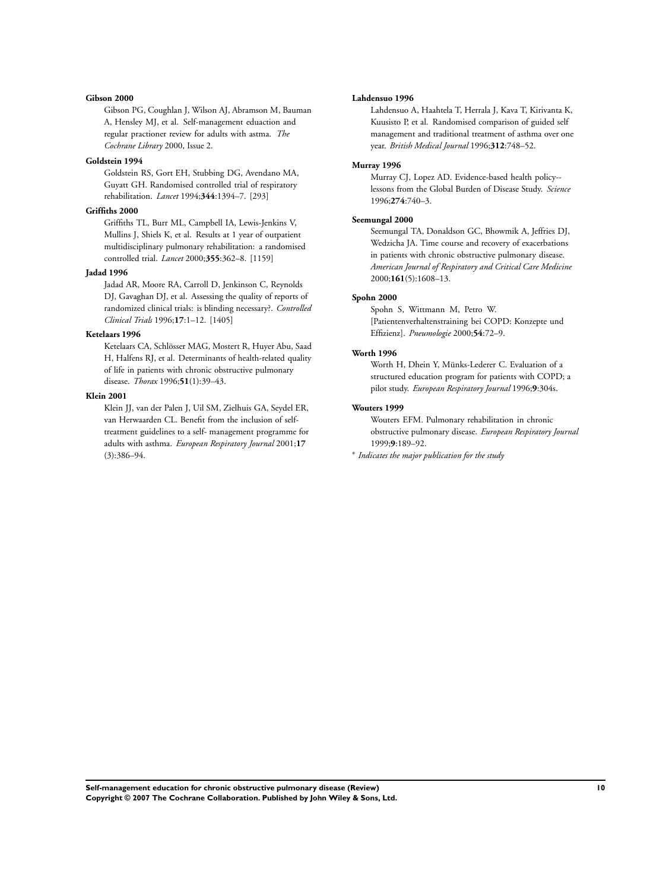**Gibson 2000**

Gibson PG, Coughlan J, Wilson AJ, Abramson M, Bauman A, Hensley MJ, et al. Self-management eduaction and regular practioner review for adults with astma. *The Cochrane Library* 2000, Issue 2.

**Goldstein 1994**

Goldstein RS, Gort EH, Stubbing DG, Avendano MA, Guyatt GH. Randomised controlled trial of respiratory rehabilitation. *Lancet* 1994;**344**:1394–7. [293]

**Griffiths 2000**

Griffiths TL, Burr ML, Campbell IA, Lewis-Jenkins V, Mullins J, Shiels K, et al. Results at 1 year of outpatient multidisciplinary pulmonary rehabilitation: a randomised controlled trial. *Lancet* 2000;**355**:362–8. [1159]

**Jadad 1996**

Jadad AR, Moore RA, Carroll D, Jenkinson C, Reynolds DJ, Gavaghan DJ, et al. Assessing the quality of reports of randomized clinical trials: is blinding necessary?. *Controlled Clinical Trials* 1996;**17**:1–12. [1405]

**Ketelaars 1996**

Ketelaars CA, Schlösser MAG, Mostert R, Huyer Abu, Saad H, Halfens RJ, et al. Determinants of health-related quality of life in patients with chronic obstructive pulmonary disease. *Thorax* 1996;**51**(1):39–43.

**Klein 2001**

Klein JJ, van der Palen J, Uil SM, Zielhuis GA, Seydel ER, van Herwaarden CL. Benefit from the inclusion of self-treatment guidelines to a self- management programme for adults with asthma. *European Respiratory Journal* 2001;**17** (3):386–94.

**Lahdensuo 1996**

Lahdensuo A, Haahtela T, Herrala J, Kava T, Kirivanta K, Kuusisto P, et al. Randomised comparison of guided self management and traditional treatment of asthma over one year. *British Medical Journal* 1996;**312**:748–52.

**Murray 1996**

Murray CJ, Lopez AD. Evidence-based health policy--lessons from the Global Burden of Disease Study. *Science* 1996;**274**:740–3.

**Seemungal 2000**

Seemungal TA, Donaldson GC, Bhowmik A, Jeffries DJ, Wedzicha JA. Time course and recovery of exacerbations in patients with chronic obstructive pulmonary disease. *American Journal of Respiratory and Critical Care Medicine* 2000;**161**(5):1608–13.

**Spohn 2000**

Spohn S, Wittmann M, Petro W. [Patientenverhaltenstraining bei COPD: Konzepte und Effizienz]. *Pneumologie* 2000;**54**:72–9.

**Worth 1996**

Worth H, Dhein Y, Münks-Lederer C. Evaluation of a structured education program for patients with COPD; a pilot study. *European Respiratory Journal* 1996;**9**:304s.

**Wouters 1999**

Wouters EFM. Pulmonary rehabilitation in chronic obstructive pulmonary disease. *European Respiratory Journal* 1999;**9**:189–92.

* *Indicates the major publication for the study*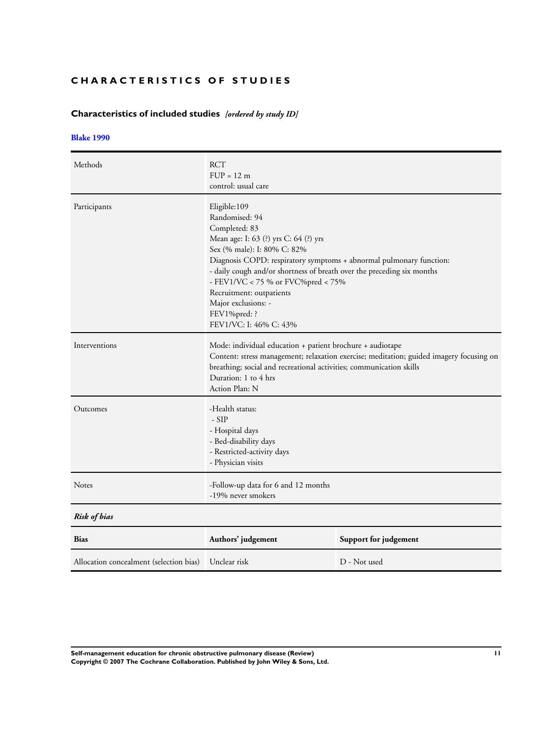# CHARACTERISTICS OF STUDIES

## Characteristics of included studies *[ordered by study ID]*

### Blake 1990

| | |
|---|---|
| Methods | RCT<br>FUP = 12 m<br>control: usual care |
| Participants | Eligible:109<br>Randomised: 94<br>Completed: 83<br>Mean age: I: 63 (?) yrs C: 64 (?) yrs<br>Sex (% male): I: 80% C: 82%<br>Diagnosis COPD: respiratory symptoms + abnormal pulmonary function:<br>- daily cough and/or shortness of breath over the preceding six months<br>- FEV1/VC < 75 % or FVC%pred < 75%<br>Recruitment: outpatients<br>Major exclusions: -<br>FEV1%pred: ?<br>FEV1/VC: I: 46% C: 43% |
| Interventions | Mode: individual education + patient brochure + audiotape<br>Content: stress management; relaxation exercise; meditation; guided imagery focusing on breathing; social and recreational activities; communication skills<br>Duration: 1 to 4 hrs<br>Action Plan: N |
| Outcomes | -Health status:<br>- SIP<br>- Hospital days<br>- Bed-disability days<br>- Restricted-activity days<br>- Physician visits |
| Notes | -Follow-up data for 6 and 12 months<br>-19% never smokers |

*Risk of bias*

| Bias | Authors' judgement | Support for judgement |
|---|---|---|
| Allocation concealment (selection bias) | Unclear risk | D - Not used |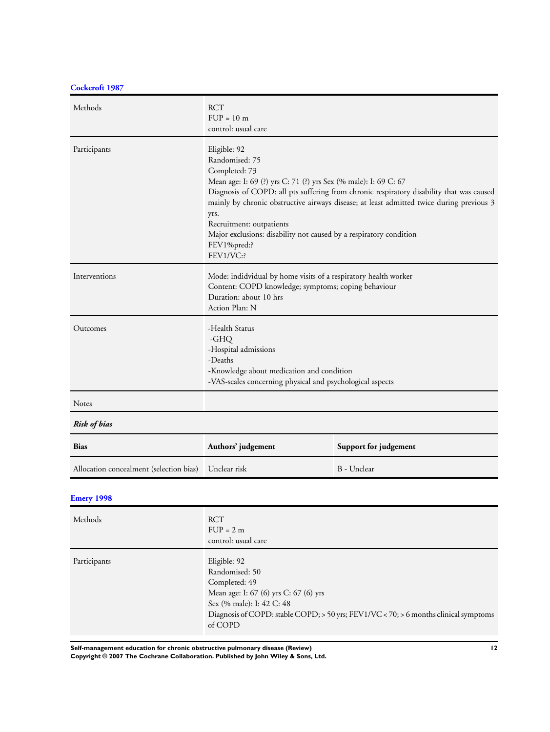### Cockcroft 1987

| | |
|---|---|
| Methods | RCT<br>FUP = 10 m<br>control: usual care |
| Participants | Eligible: 92<br>Randomised: 75<br>Completed: 73<br>Mean age: I: 69 (?) yrs C: 71 (?) yrs Sex (% male): I: 69 C: 67<br>Diagnosis of COPD: all pts suffering from chronic respiratory disability that was caused mainly by chronic obstructive airways disease; at least admitted twice during previous 3 yrs.<br>Recruitment: outpatients<br>Major exclusions: disability not caused by a respiratory condition<br>FEV1%pred:?<br>FEV1/VC:? |
| Interventions | Mode: indidvidual by home visits of a respiratory health worker<br>Content: COPD knowledge; symptoms; coping behaviour<br>Duration: about 10 hrs<br>Action Plan: N |
| Outcomes | -Health Status<br>-GHQ<br>-Hospital admissions<br>-Deaths<br>-Knowledge about medication and condition<br>-VAS-scales concerning physical and psychological aspects |
| Notes | |

***Risk of bias***

| Bias | Authors' judgement | Support for judgement |
|---|---|---|
| Allocation concealment (selection bias) | Unclear risk | B - Unclear |

### Emery 1998

| | |
|---|---|
| Methods | RCT<br>FUP = 2 m<br>control: usual care |
| Participants | Eligible: 92<br>Randomised: 50<br>Completed: 49<br>Mean age: I: 67 (6) yrs C: 67 (6) yrs<br>Sex (% male): I: 42 C: 48<br>Diagnosis of COPD: stable COPD; > 50 yrs; FEV1/VC < 70; > 6 months clinical symptoms of COPD |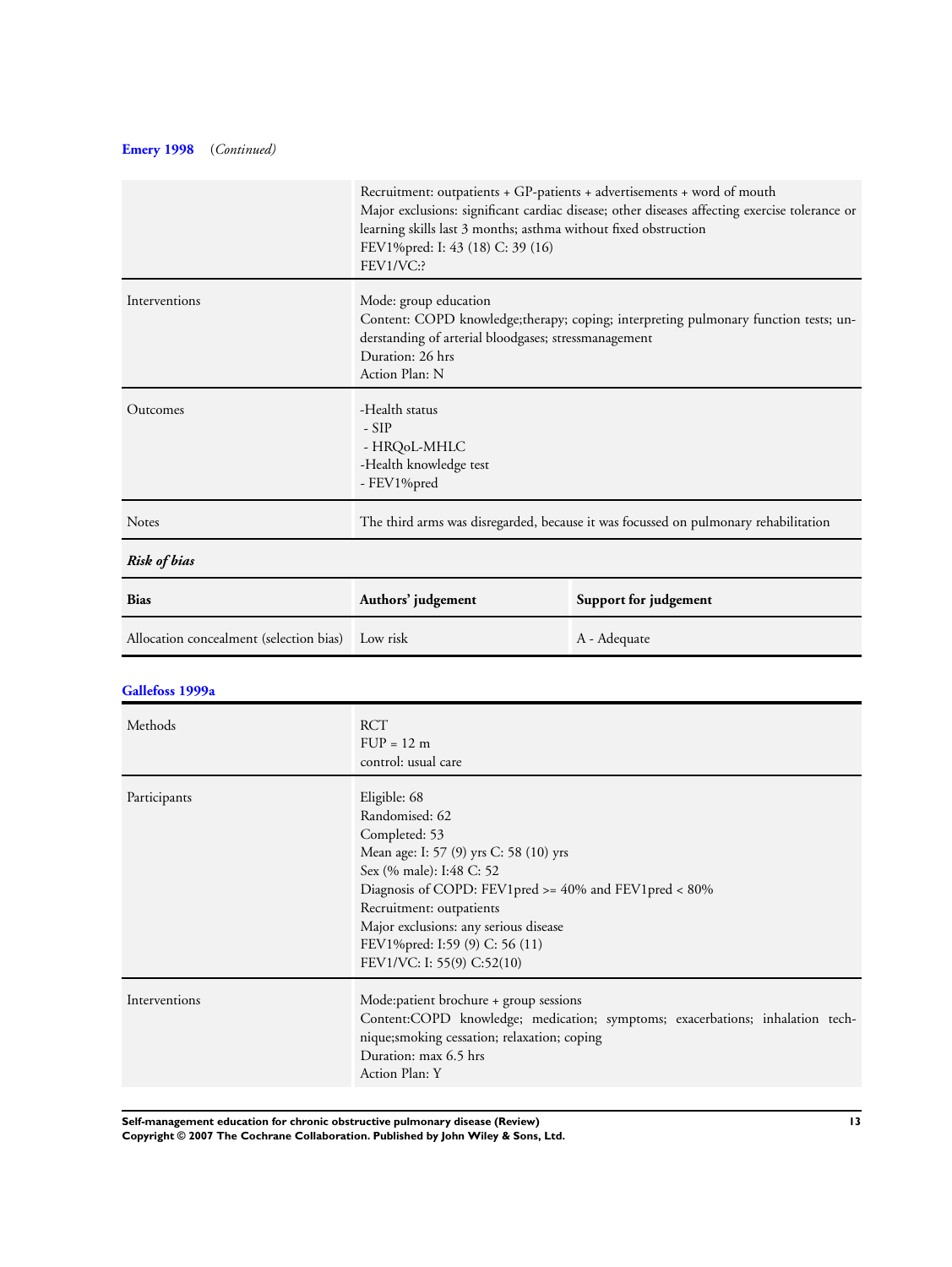**Emery 1998** (*Continued*)

| | |
|---|---|
| | Recruitment: outpatients + GP-patients + advertisements + word of mouth<br>Major exclusions: significant cardiac disease; other diseases affecting exercise tolerance or learning skills last 3 months; asthma without fixed obstruction<br>FEV1%pred: I: 43 (18) C: 39 (16)<br>FEV1/VC:? |
| Interventions | Mode: group education<br>Content: COPD knowledge;therapy; coping; interpreting pulmonary function tests; understanding of arterial bloodgases; stressmanagement<br>Duration: 26 hrs<br>Action Plan: N |
| Outcomes | -Health status<br>- SIP<br>- HRQoL-MHLC<br>-Health knowledge test<br>- FEV1%pred |
| Notes | The third arms was disregarded, because it was focussed on pulmonary rehabilitation |

***Risk of bias***

| Bias | Authors' judgement | Support for judgement |
|---|---|---|
| Allocation concealment (selection bias) | Low risk | A - Adequate |

**Gallefoss 1999a**

| | |
|---|---|
| Methods | RCT<br>FUP = 12 m<br>control: usual care |
| Participants | Eligible: 68<br>Randomised: 62<br>Completed: 53<br>Mean age: I: 57 (9) yrs C: 58 (10) yrs<br>Sex (% male): I:48 C: 52<br>Diagnosis of COPD: FEV1pred >= 40% and FEV1pred < 80%<br>Recruitment: outpatients<br>Major exclusions: any serious disease<br>FEV1%pred: I:59 (9) C: 56 (11)<br>FEV1/VC: I: 55(9) C:52(10) |
| Interventions | Mode:patient brochure + group sessions<br>Content:COPD knowledge; medication; symptoms; exacerbations; inhalation technique;smoking cessation; relaxation; coping<br>Duration: max 6.5 hrs<br>Action Plan: Y |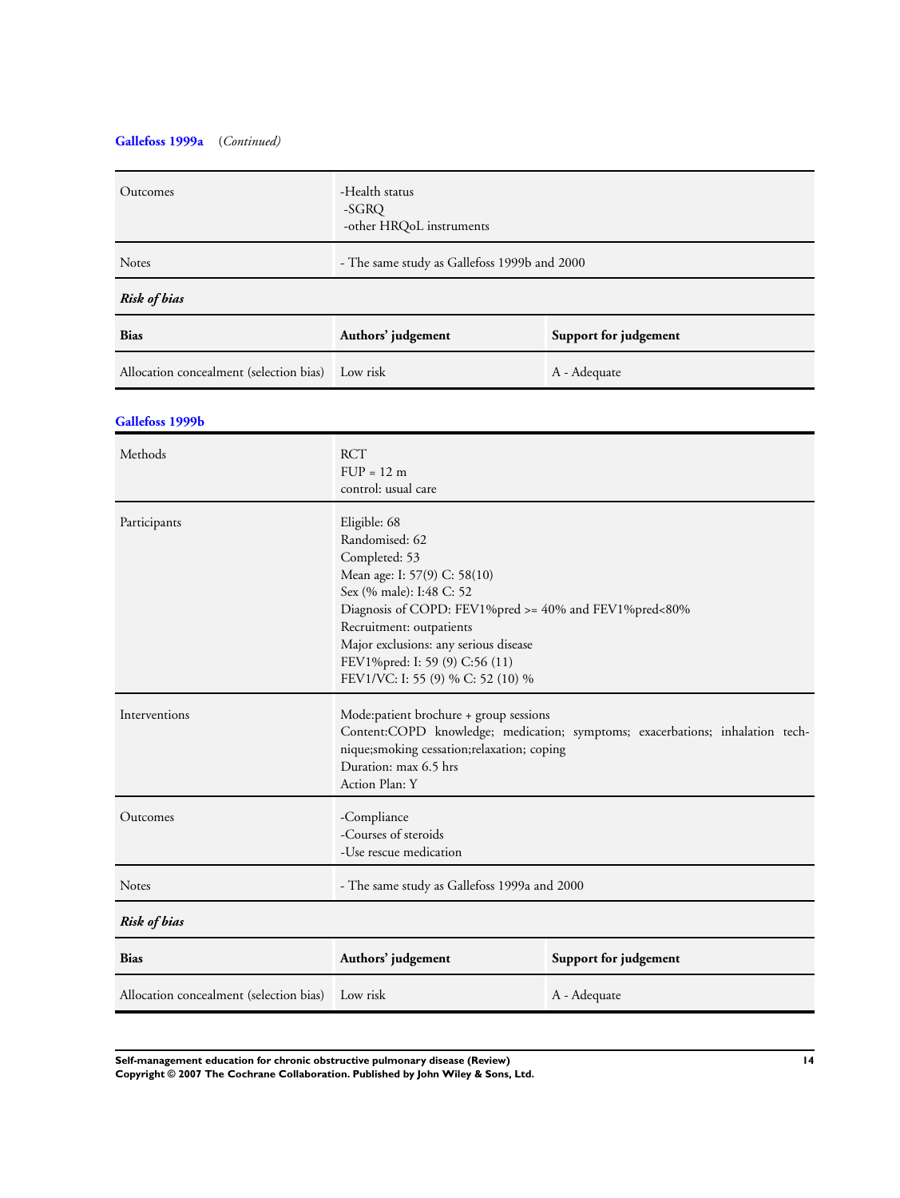**Gallefoss 1999a** (*Continued)*

| | |
|---|---|
| Outcomes | -Health status<br>-SGRQ<br>-other HRQoL instruments |
| Notes | - The same study as Gallefoss 1999b and 2000 |

***Risk of bias***

| Bias | Authors' judgement | Support for judgement |
|---|---|---|
| Allocation concealment (selection bias) | Low risk | A - Adequate |

**Gallefoss 1999b**

| | |
|---|---|
| Methods | RCT<br>FUP = 12 m<br>control: usual care |
| Participants | Eligible: 68<br>Randomised: 62<br>Completed: 53<br>Mean age: I: 57(9) C: 58(10)<br>Sex (% male): I:48 C: 52<br>Diagnosis of COPD: FEV1%pred >= 40% and FEV1%pred<80%<br>Recruitment: outpatients<br>Major exclusions: any serious disease<br>FEV1%pred: I: 59 (9) C:56 (11)<br>FEV1/VC: I: 55 (9) % C: 52 (10) % |
| Interventions | Mode:patient brochure + group sessions<br>Content:COPD knowledge; medication; symptoms; exacerbations; inhalation technique;smoking cessation;relaxation; coping<br>Duration: max 6.5 hrs<br>Action Plan: Y |
| Outcomes | -Compliance<br>-Courses of steroids<br>-Use rescue medication |
| Notes | - The same study as Gallefoss 1999a and 2000 |

***Risk of bias***

| Bias | Authors' judgement | Support for judgement |
|---|---|---|
| Allocation concealment (selection bias) | Low risk | A - Adequate |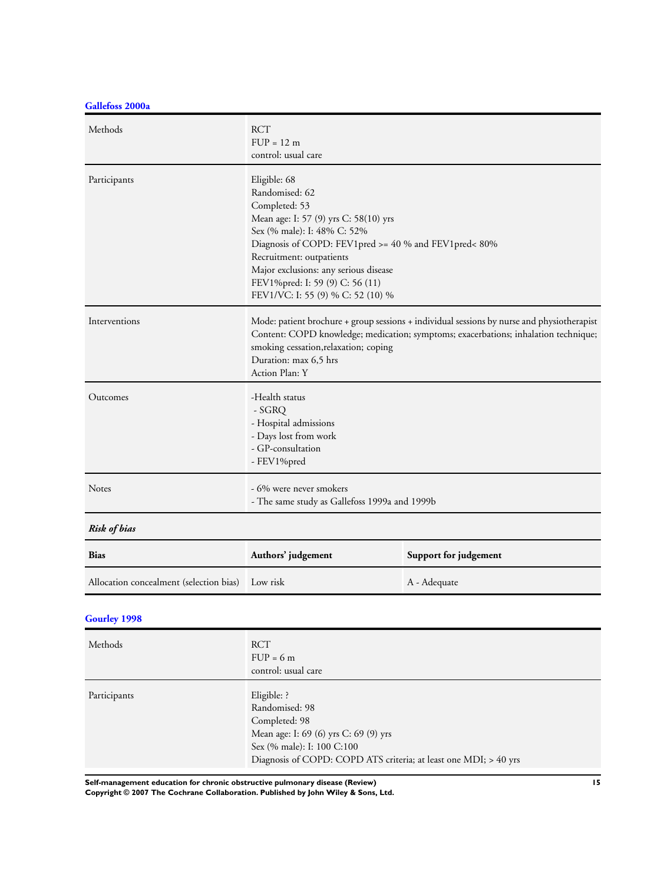### Gallefoss 2000a

| | |
|---|---|
| Methods | RCT<br>FUP = 12 m<br>control: usual care |
| Participants | Eligible: 68<br>Randomised: 62<br>Completed: 53<br>Mean age: I: 57 (9) yrs C: 58(10) yrs<br>Sex (% male): I: 48% C: 52%<br>Diagnosis of COPD: FEV1pred >= 40 % and FEV1pred< 80%<br>Recruitment: outpatients<br>Major exclusions: any serious disease<br>FEV1%pred: I: 59 (9) C: 56 (11)<br>FEV1/VC: I: 55 (9) % C: 52 (10) % |
| Interventions | Mode: patient brochure + group sessions + individual sessions by nurse and physiotherapist<br>Content: COPD knowledge; medication; symptoms; exacerbations; inhalation technique; smoking cessation,relaxation; coping<br>Duration: max 6,5 hrs<br>Action Plan: Y |
| Outcomes | -Health status<br>- SGRQ<br>- Hospital admissions<br>- Days lost from work<br>- GP-consultation<br>- FEV1%pred |
| Notes | - 6% were never smokers<br>- The same study as Gallefoss 1999a and 1999b |

***Risk of bias***

| Bias | Authors' judgement | Support for judgement |
|---|---|---|
| Allocation concealment (selection bias) | Low risk | A - Adequate |

### Gourley 1998

| | |
|---|---|
| Methods | RCT<br>FUP = 6 m<br>control: usual care |
| Participants | Eligible: ?<br>Randomised: 98<br>Completed: 98<br>Mean age: I: 69 (6) yrs C: 69 (9) yrs<br>Sex (% male): I: 100 C:100<br>Diagnosis of COPD: COPD ATS criteria; at least one MDI; > 40 yrs |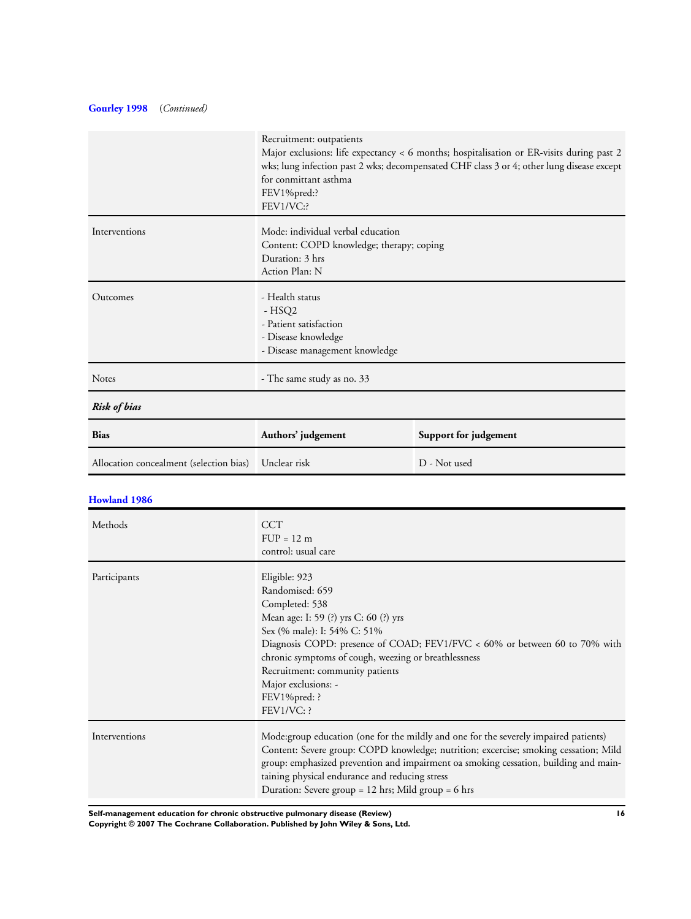**Gourley 1998** (*Continued*)

| | |
|---|---|
| | Recruitment: outpatients<br>Major exclusions: life expectancy < 6 months; hospitalisation or ER-visits during past 2 wks; lung infection past 2 wks; decompensated CHF class 3 or 4; other lung disease except for committant asthma<br>FEV1%pred:?<br>FEV1/VC:? |
| Interventions | Mode: individual verbal education<br>Content: COPD knowledge; therapy; coping<br>Duration: 3 hrs<br>Action Plan: N |
| Outcomes | - Health status<br> - HSQ2<br>- Patient satisfaction<br>- Disease knowledge<br>- Disease management knowledge |
| Notes | - The same study as no. 33 |

***Risk of bias***

| **Bias** | **Authors' judgement** | **Support for judgement** |
|---|---|---|
| Allocation concealment (selection bias) | Unclear risk | D - Not used |

**Howland 1986**

| | |
|---|---|
| Methods | CCT<br>FUP = 12 m<br>control: usual care |
| Participants | Eligible: 923<br>Randomised: 659<br>Completed: 538<br>Mean age: I: 59 (?) yrs C: 60 (?) yrs<br>Sex (% male): I: 54% C: 51%<br>Diagnosis COPD: presence of COAD; FEV1/FVC < 60% or between 60 to 70% with chronic symptoms of cough, weezing or breathlessness<br>Recruitment: community patients<br>Major exclusions: -<br>FEV1%pred: ?<br>FEV1/VC: ? |
| Interventions | Mode:group education (one for the mildly and one for the severely impaired patients)<br>Content: Severe group: COPD knowledge; nutrition; excercise; smoking cessation; Mild group: emphasized prevention and impairment oa smoking cessation, building and maintaining physical endurance and reducing stress<br>Duration: Severe group = 12 hrs; Mild group = 6 hrs |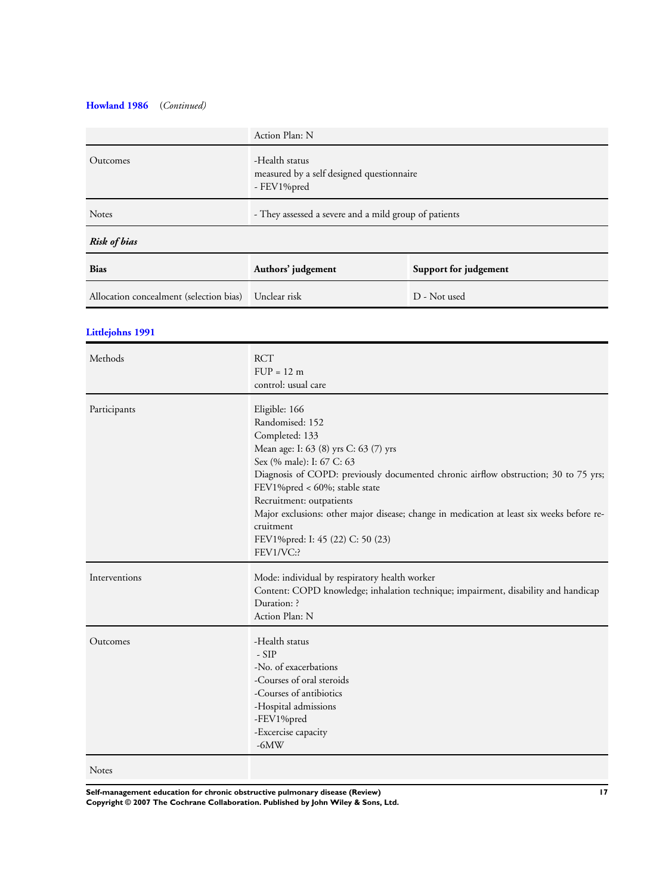**Howland 1986** (*Continued*)

| | |
|---|---|
| | Action Plan: N |
| Outcomes | -Health status<br>measured by a self designed questionnaire<br>- FEV1%pred |
| Notes | - They assessed a severe and a mild group of patients |

***Risk of bias***

| Bias | Authors' judgement | Support for judgement |
|---|---|---|
| Allocation concealment (selection bias) | Unclear risk | D - Not used |

**Littlejohns 1991**

| | |
|---|---|
| Methods | RCT<br>FUP = 12 m<br>control: usual care |
| Participants | Eligible: 166<br>Randomised: 152<br>Completed: 133<br>Mean age: I: 63 (8) yrs C: 63 (7) yrs<br>Sex (% male): I: 67 C: 63<br>Diagnosis of COPD: previously documented chronic airflow obstruction; 30 to 75 yrs; FEV1%pred < 60%; stable state<br>Recruitment: outpatients<br>Major exclusions: other major disease; change in medication at least six weeks before recruitment<br>FEV1%pred: I: 45 (22) C: 50 (23)<br>FEV1/VC:? |
| Interventions | Mode: individual by respiratory health worker<br>Content: COPD knowledge; inhalation technique; impairment, disability and handicap<br>Duration: ?<br>Action Plan: N |
| Outcomes | -Health status<br>- SIP<br>-No. of exacerbations<br>-Courses of oral steroids<br>-Courses of antibiotics<br>-Hospital admissions<br>-FEV1%pred<br>-Excercise capacity<br>-6MW |
| Notes | |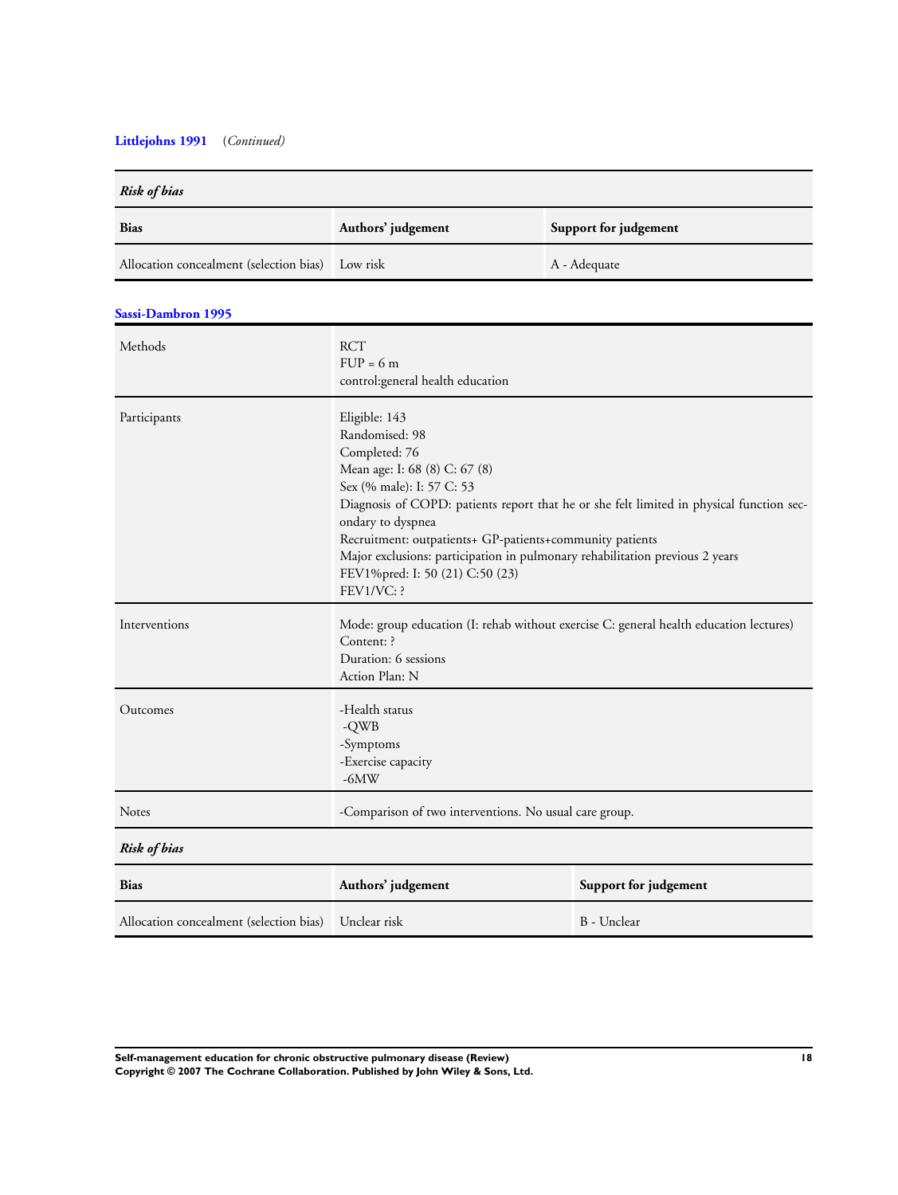**Littlejohns 1991** (*Continued*)

| ***Risk of bias*** | | |
|---|---|---|
| **Bias** | **Authors' judgement** | **Support for judgement** |
| Allocation concealment (selection bias) | Low risk | A - Adequate |

**Sassi-Dambron 1995**

| | |
|---|---|
| Methods | RCT<br>FUP = 6 m<br>control:general health education |
| Participants | Eligible: 143<br>Randomised: 98<br>Completed: 76<br>Mean age: I: 68 (8) C: 67 (8)<br>Sex (% male): I: 57 C: 53<br>Diagnosis of COPD: patients report that he or she felt limited in physical function secondary to dyspnea<br>Recruitment: outpatients+ GP-patients+community patients<br>Major exclusions: participation in pulmonary rehabilitation previous 2 years<br>FEV1%pred: I: 50 (21) C:50 (23)<br>FEV1/VC: ? |
| Interventions | Mode: group education (I: rehab without exercise C: general health education lectures)<br>Content: ?<br>Duration: 6 sessions<br>Action Plan: N |
| Outcomes | -Health status<br>-QWB<br>-Symptoms<br>-Exercise capacity<br>-6MW |
| Notes | -Comparison of two interventions. No usual care group. |

| ***Risk of bias*** | | |
|---|---|---|
| **Bias** | **Authors' judgement** | **Support for judgement** |
| Allocation concealment (selection bias) | Unclear risk | B - Unclear |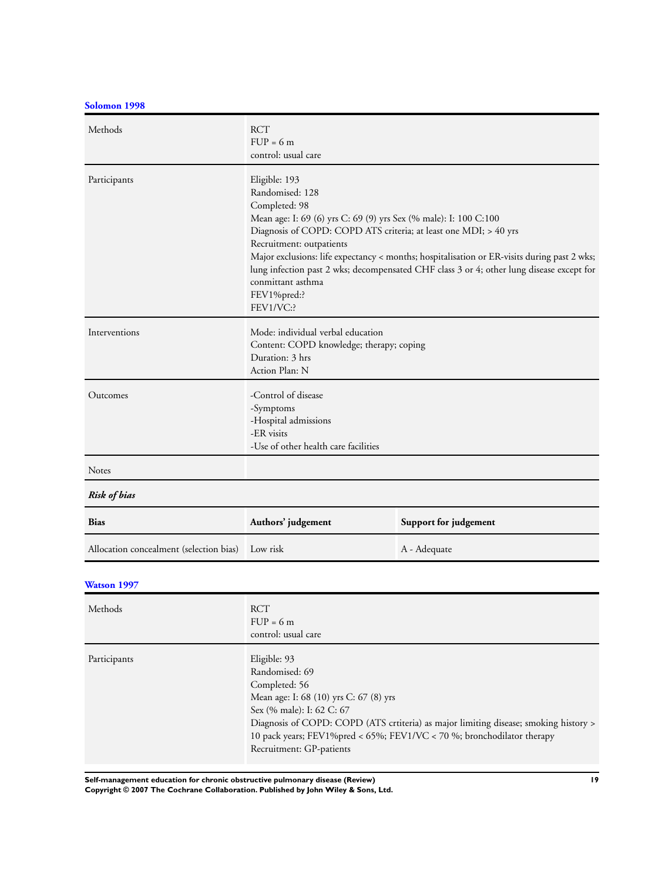**Solomon 1998**

| Methods | RCT<br>FUP = 6 m<br>control: usual care |
|---|---|
| Participants | Eligible: 193<br>Randomised: 128<br>Completed: 98<br>Mean age: I: 69 (6) yrs C: 69 (9) yrs Sex (% male): I: 100 C:100<br>Diagnosis of COPD: COPD ATS criteria; at least one MDI; > 40 yrs<br>Recruitment: outpatients<br>Major exclusions: life expectancy < months; hospitalisation or ER-visits during past 2 wks; lung infection past 2 wks; decompensated CHF class 3 or 4; other lung disease except for conmittant asthma<br>FEV1%pred:?<br>FEV1/VC:? |
| Interventions | Mode: individual verbal education<br>Content: COPD knowledge; therapy; coping<br>Duration: 3 hrs<br>Action Plan: N |
| Outcomes | -Control of disease<br>-Symptoms<br>-Hospital admissions<br>-ER visits<br>-Use of other health care facilities |
| Notes | |

***Risk of bias***

| Bias | Authors' judgement | Support for judgement |
|---|---|---|
| Allocation concealment (selection bias) | Low risk | A - Adequate |

**Watson 1997**

| Methods | RCT<br>FUP = 6 m<br>control: usual care |
|---|---|
| Participants | Eligible: 93<br>Randomised: 69<br>Completed: 56<br>Mean age: I: 68 (10) yrs C: 67 (8) yrs<br>Sex (% male): I: 62 C: 67<br>Diagnosis of COPD: COPD (ATS crtiteria) as major limiting disease; smoking history > 10 pack years; FEV1%pred < 65%; FEV1/VC < 70 %; bronchodilator therapy<br>Recruitment: GP-patients |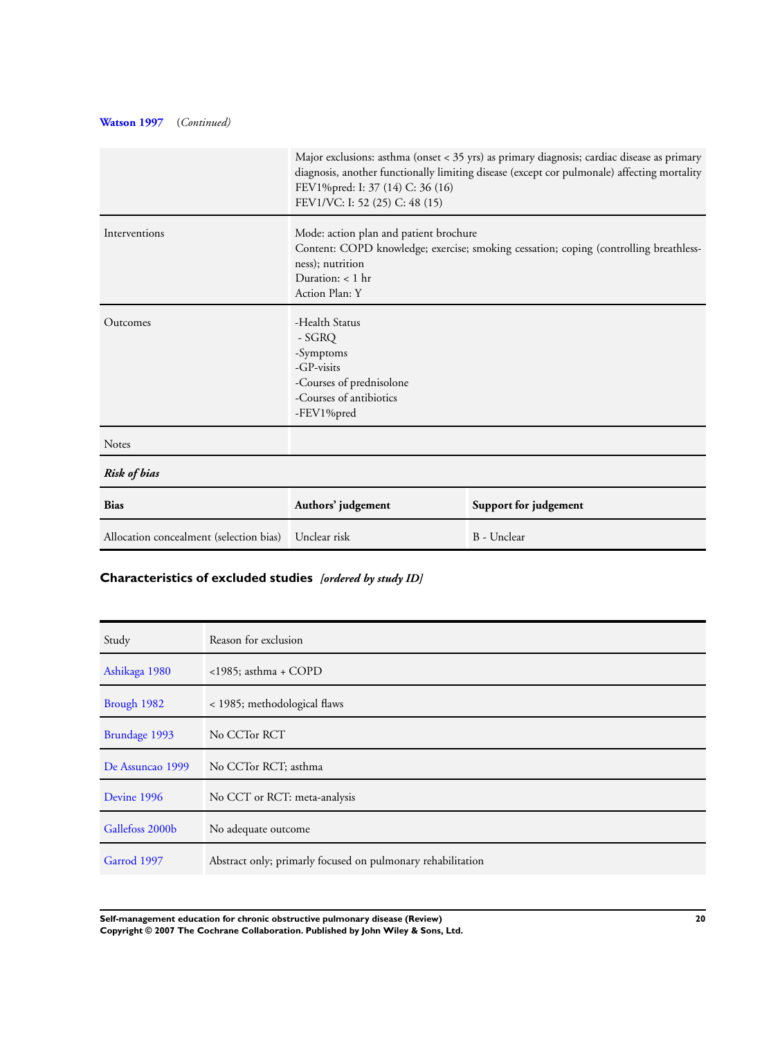**Watson 1997** (*Continued*)

| | |
|---|---|
| | Major exclusions: asthma (onset < 35 yrs) as primary diagnosis; cardiac disease as primary diagnosis, another functionally limiting disease (except cor pulmonale) affecting mortality<br>FEV1%pred: I: 37 (14) C: 36 (16)<br>FEV1/VC: I: 52 (25) C: 48 (15) |
| Interventions | Mode: action plan and patient brochure<br>Content: COPD knowledge; exercise; smoking cessation; coping (controlling breathlessness); nutrition<br>Duration: < 1 hr<br>Action Plan: Y |
| Outcomes | -Health Status<br>- SGRQ<br>-Symptoms<br>-GP-visits<br>-Courses of prednisolone<br>-Courses of antibiotics<br>-FEV1%pred |
| Notes | |

***Risk of bias***

| Bias | Authors' judgement | Support for judgement |
|---|---|---|
| Allocation concealment (selection bias) | Unclear risk | B - Unclear |

## Characteristics of excluded studies *[ordered by study ID]*

| Study | Reason for exclusion |
|---|---|
| Ashikaga 1980 | <1985; asthma + COPD |
| Brough 1982 | < 1985; methodological flaws |
| Brundage 1993 | No CCTor RCT |
| De Assuncao 1999 | No CCTor RCT; asthma |
| Devine 1996 | No CCT or RCT: meta-analysis |
| Gallefoss 2000b | No adequate outcome |
| Garrod 1997 | Abstract only; primarily focused on pulmonary rehabilitation |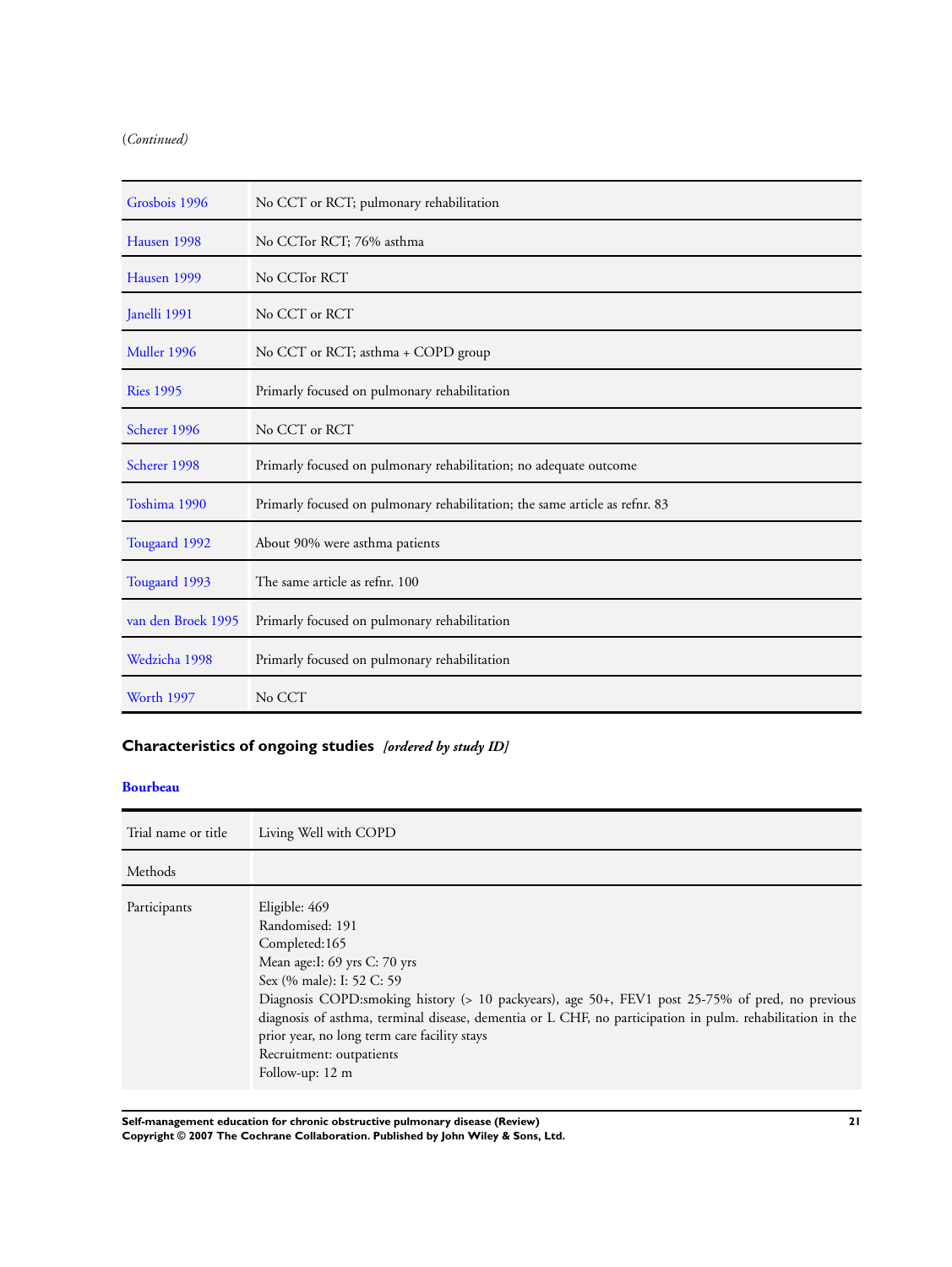(*Continued*)

| | |
|---|---|
| Grosbois 1996 | No CCT or RCT; pulmonary rehabilitation |
| Hausen 1998 | No CCTor RCT; 76% asthma |
| Hausen 1999 | No CCTor RCT |
| Janelli 1991 | No CCT or RCT |
| Muller 1996 | No CCT or RCT; asthma + COPD group |
| Ries 1995 | Primarly focused on pulmonary rehabilitation |
| Scherer 1996 | No CCT or RCT |
| Scherer 1998 | Primarly focused on pulmonary rehabilitation; no adequate outcome |
| Toshima 1990 | Primarly focused on pulmonary rehabilitation; the same article as refnr. 83 |
| Tougaard 1992 | About 90% were asthma patients |
| Tougaard 1993 | The same article as refnr. 100 |
| van den Broek 1995 | Primarly focused on pulmonary rehabilitation |
| Wedzicha 1998 | Primarly focused on pulmonary rehabilitation |
| Worth 1997 | No CCT |

## Characteristics of ongoing studies *[ordered by study ID]*

**Bourbeau**

| | |
|---|---|
| Trial name or title | Living Well with COPD |
| Methods | |
| Participants | Eligible: 469<br>Randomised: 191<br>Completed:165<br>Mean age:I: 69 yrs C: 70 yrs<br>Sex (% male): I: 52 C: 59<br>Diagnosis COPD:smoking history (> 10 packyears), age 50+, FEV1 post 25-75% of pred, no previous diagnosis of asthma, terminal disease, dementia or L CHF, no participation in pulm. rehabilitation in the prior year, no long term care facility stays<br>Recruitment: outpatients<br>Follow-up: 12 m |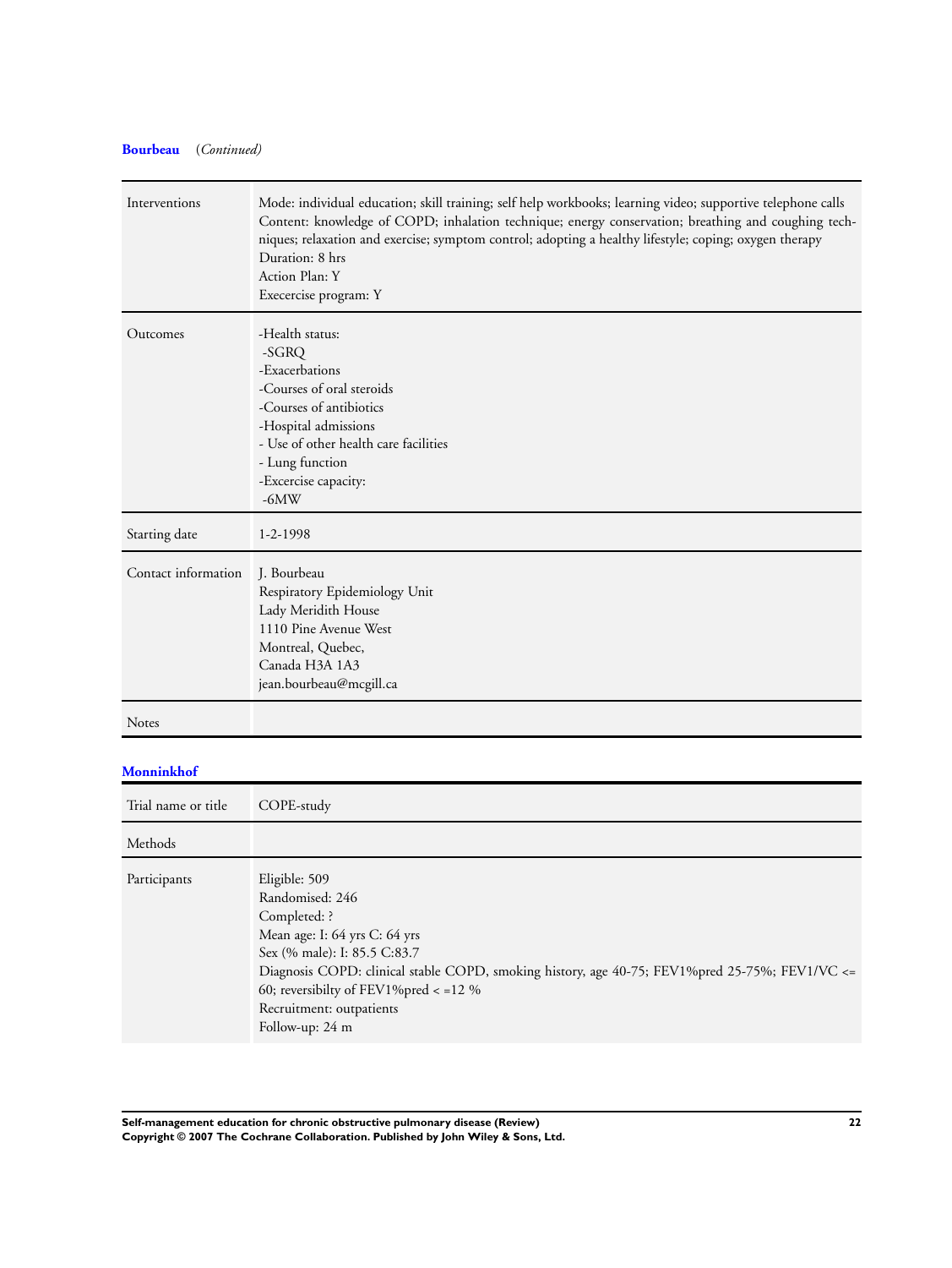**Bourbeau** (*Continued*)

| | |
|---|---|
| Interventions | Mode: individual education; skill training; self help workbooks; learning video; supportive telephone calls<br>Content: knowledge of COPD; inhalation technique; energy conservation; breathing and coughing techniques; relaxation and exercise; symptom control; adopting a healthy lifestyle; coping; oxygen therapy<br>Duration: 8 hrs<br>Action Plan: Y<br>Execercise program: Y |
| Outcomes | -Health status:<br> -SGRQ<br>-Exacerbations<br>-Courses of oral steroids<br>-Courses of antibiotics<br>-Hospital admissions<br>- Use of other health care facilities<br>- Lung function<br>-Excercise capacity:<br> -6MW |
| Starting date | 1-2-1998 |
| Contact information | J. Bourbeau<br>Respiratory Epidemiology Unit<br>Lady Meridith House<br>1110 Pine Avenue West<br>Montreal, Quebec,<br>Canada H3A 1A3<br>jean.bourbeau@mcgill.ca |
| Notes | |

**Monninkhof**

| | |
|---|---|
| Trial name or title | COPE-study |
| Methods | |
| Participants | Eligible: 509<br>Randomised: 246<br>Completed: ?<br>Mean age: I: 64 yrs C: 64 yrs<br>Sex (% male): I: 85.5 C:83.7<br>Diagnosis COPD: clinical stable COPD, smoking history, age 40-75; FEV1%pred 25-75%; FEV1/VC <= 60; reversibilty of FEV1%pred < =12 %<br>Recruitment: outpatients<br>Follow-up: 24 m |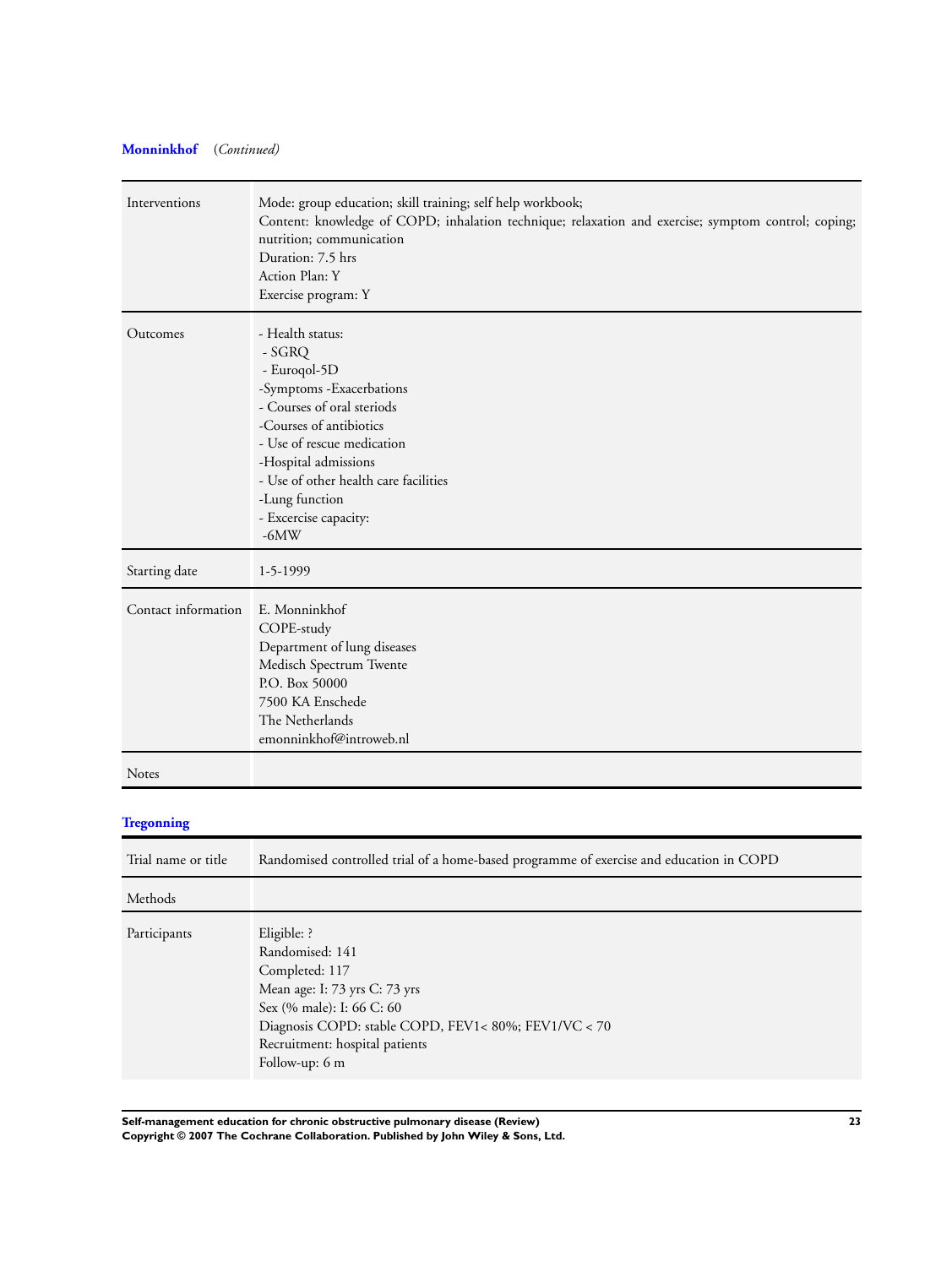**Monninkhof** (*Continued*)

| | |
|---|---|
| Interventions | Mode: group education; skill training; self help workbook;<br>Content: knowledge of COPD; inhalation technique; relaxation and exercise; symptom control; coping; nutrition; communication<br>Duration: 7.5 hrs<br>Action Plan: Y<br>Exercise program: Y |
| Outcomes | - Health status:<br>- SGRQ<br>- Euroqol-5D<br>-Symptoms -Exacerbations<br>- Courses of oral steriods<br>-Courses of antibiotics<br>- Use of rescue medication<br>-Hospital admissions<br>- Use of other health care facilities<br>-Lung function<br>- Excercise capacity:<br>-6MW |
| Starting date | 1-5-1999 |
| Contact information | E. Monninkhof<br>COPE-study<br>Department of lung diseases<br>Medisch Spectrum Twente<br>P.O. Box 50000<br>7500 KA Enschede<br>The Netherlands<br>emonninkhof@introweb.nl |
| Notes | |

**Tregonning**

| | |
|---|---|
| Trial name or title | Randomised controlled trial of a home-based programme of exercise and education in COPD |
| Methods | |
| Participants | Eligible: ?<br>Randomised: 141<br>Completed: 117<br>Mean age: I: 73 yrs C: 73 yrs<br>Sex (% male): I: 66 C: 60<br>Diagnosis COPD: stable COPD, FEV1< 80%; FEV1/VC < 70<br>Recruitment: hospital patients<br>Follow-up: 6 m |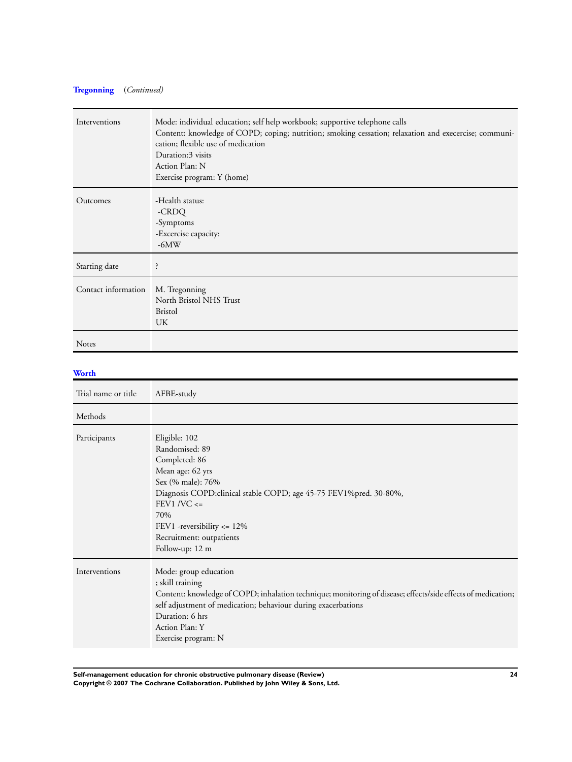**Tregonning** (*Continued*)

| | |
|---|---|
| Interventions | Mode: individual education; self help workbook; supportive telephone calls<br>Content: knowledge of COPD; coping; nutrition; smoking cessation; relaxation and execercise; communication; flexible use of medication<br>Duration:3 visits<br>Action Plan: N<br>Exercise program: Y (home) |
| Outcomes | -Health status:<br>-CRDQ<br>-Symptoms<br>-Excercise capacity:<br>-6MW |
| Starting date | ? |
| Contact information | M. Tregonning<br>North Bristol NHS Trust<br>Bristol<br>UK |
| Notes | |

**Worth**

| | |
|---|---|
| Trial name or title | AFBE-study |
| Methods | |
| Participants | Eligible: 102<br>Randomised: 89<br>Completed: 86<br>Mean age: 62 yrs<br>Sex (% male): 76%<br>Diagnosis COPD:clinical stable COPD; age 45-75 FEV1%pred. 30-80%,<br>FEV1 /VC <=<br>70%<br>FEV1 -reversibility <= 12%<br>Recruitment: outpatients<br>Follow-up: 12 m |
| Interventions | Mode: group education<br>; skill training<br>Content: knowledge of COPD; inhalation technique; monitoring of disease; effects/side effects of medication; self adjustment of medication; behaviour during exacerbations<br>Duration: 6 hrs<br>Action Plan: Y<br>Exercise program: N |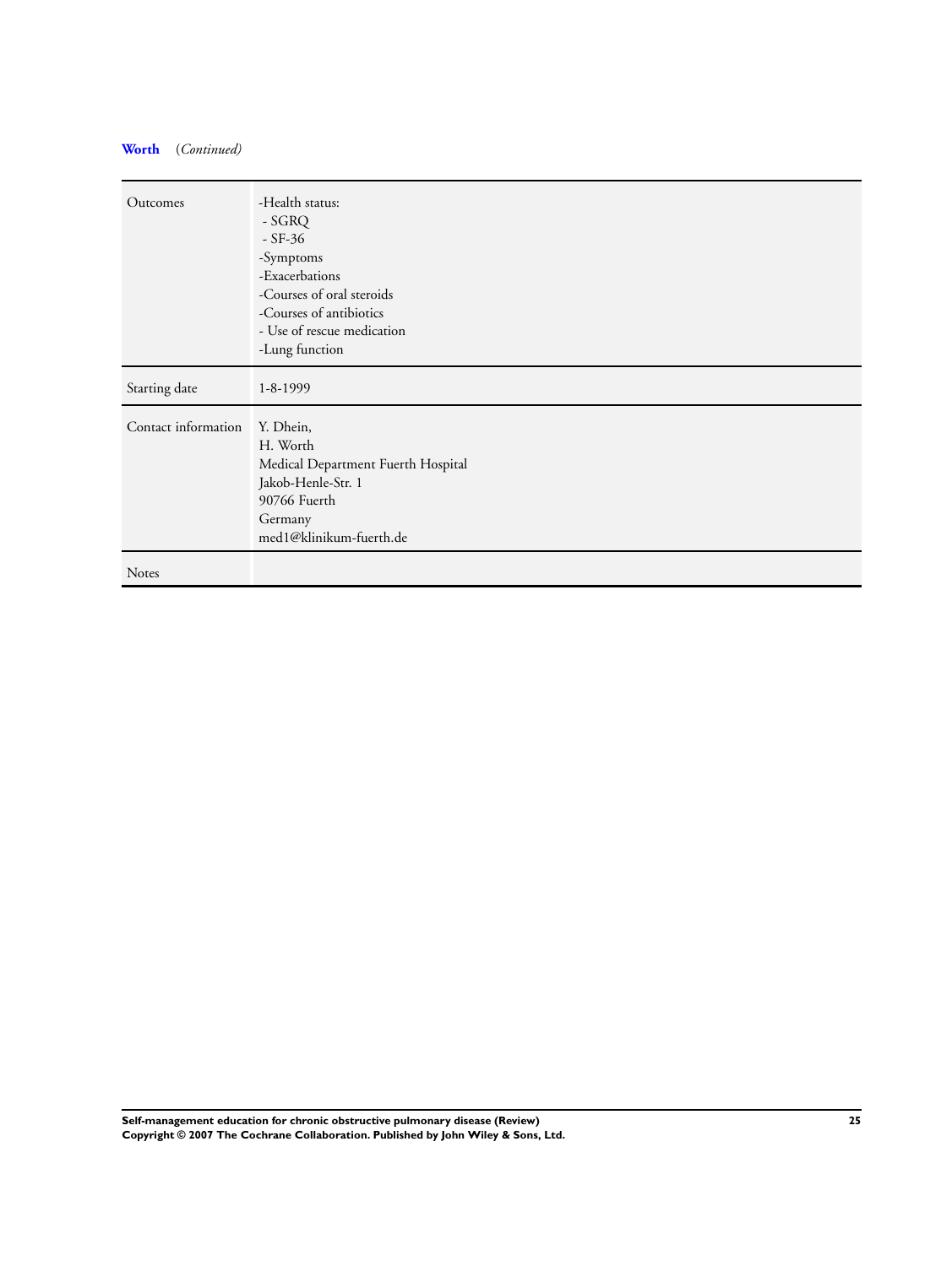**Worth** (*Continued*)

| | |
|---|---|
| Outcomes | -Health status:<br> - SGRQ<br> - SF-36<br>-Symptoms<br>-Exacerbations<br>-Courses of oral steroids<br>-Courses of antibiotics<br>- Use of rescue medication<br>-Lung function |
| Starting date | 1-8-1999 |
| Contact information | Y. Dhein,<br>H. Worth<br>Medical Department Fuerth Hospital<br>Jakob-Henle-Str. 1<br>90766 Fuerth<br>Germany<br>med1@klinikum-fuerth.de |
| Notes | |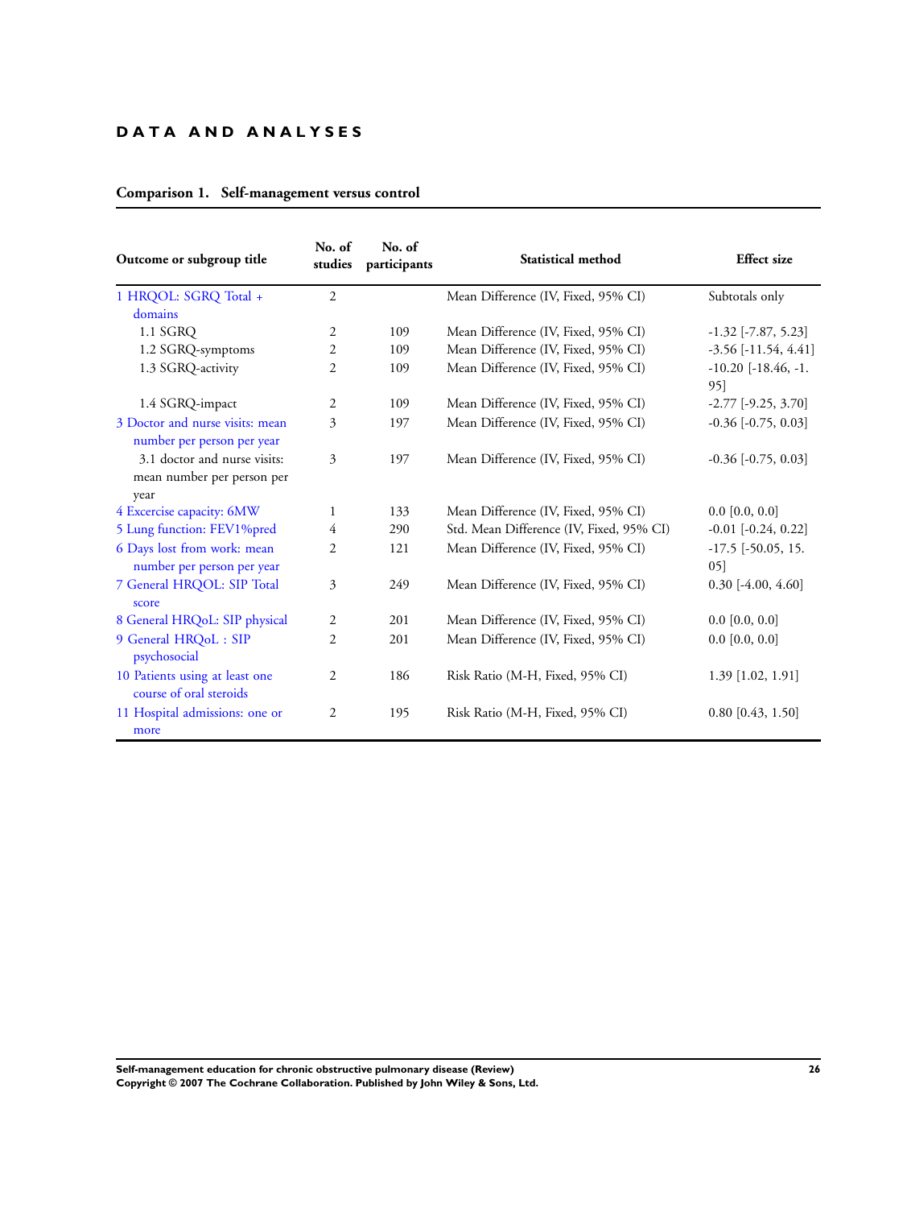# DATA AND ANALYSES

## Comparison 1. Self-management versus control

| Outcome or subgroup title | No. of studies | No. of participants | Statistical method | Effect size |
|---|---|---|---|---|
| 1 HRQOL: SGRQ Total + domains | 2 | | Mean Difference (IV, Fixed, 95% CI) | Subtotals only |
| 1.1 SGRQ | 2 | 109 | Mean Difference (IV, Fixed, 95% CI) | -1.32 [-7.87, 5.23] |
| 1.2 SGRQ-symptoms | 2 | 109 | Mean Difference (IV, Fixed, 95% CI) | -3.56 [-11.54, 4.41] |
| 1.3 SGRQ-activity | 2 | 109 | Mean Difference (IV, Fixed, 95% CI) | -10.20 [-18.46, -1.95] |
| 1.4 SGRQ-impact | 2 | 109 | Mean Difference (IV, Fixed, 95% CI) | -2.77 [-9.25, 3.70] |
| 3 Doctor and nurse visits: mean number per person per year | 3 | 197 | Mean Difference (IV, Fixed, 95% CI) | -0.36 [-0.75, 0.03] |
| 3.1 doctor and nurse visits: mean number per person per year | 3 | 197 | Mean Difference (IV, Fixed, 95% CI) | -0.36 [-0.75, 0.03] |
| 4 Excercise capacity: 6MW | 1 | 133 | Mean Difference (IV, Fixed, 95% CI) | 0.0 [0.0, 0.0] |
| 5 Lung function: FEV1%pred | 4 | 290 | Std. Mean Difference (IV, Fixed, 95% CI) | -0.01 [-0.24, 0.22] |
| 6 Days lost from work: mean number per person per year | 2 | 121 | Mean Difference (IV, Fixed, 95% CI) | -17.5 [-50.05, 15.05] |
| 7 General HRQOL: SIP Total score | 3 | 249 | Mean Difference (IV, Fixed, 95% CI) | 0.30 [-4.00, 4.60] |
| 8 General HRQoL: SIP physical | 2 | 201 | Mean Difference (IV, Fixed, 95% CI) | 0.0 [0.0, 0.0] |
| 9 General HRQoL : SIP psychosocial | 2 | 201 | Mean Difference (IV, Fixed, 95% CI) | 0.0 [0.0, 0.0] |
| 10 Patients using at least one course of oral steroids | 2 | 186 | Risk Ratio (M-H, Fixed, 95% CI) | 1.39 [1.02, 1.91] |
| 11 Hospital admissions: one or more | 2 | 195 | Risk Ratio (M-H, Fixed, 95% CI) | 0.80 [0.43, 1.50] |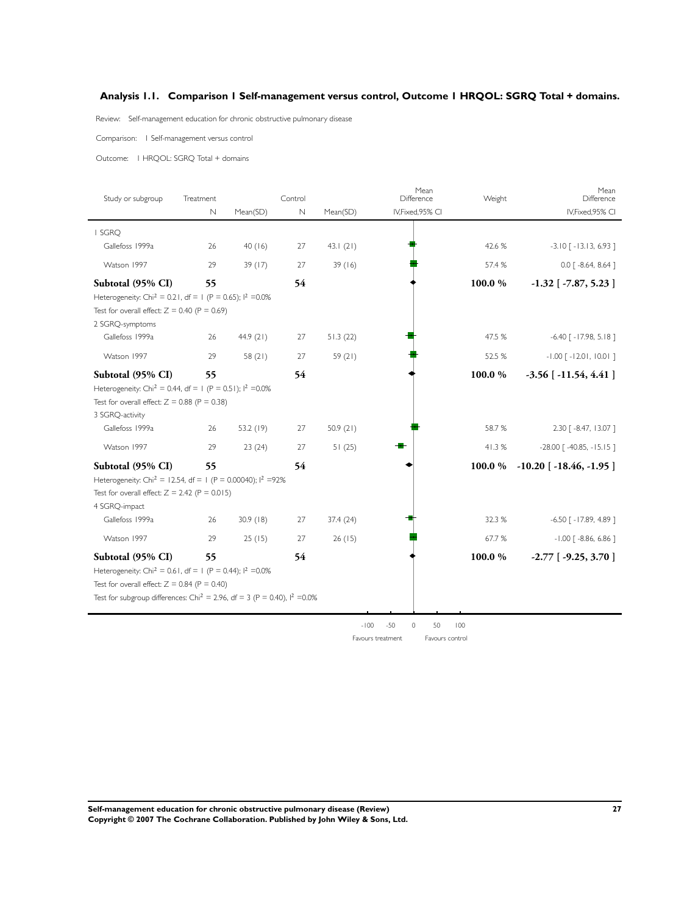## Analysis 1.1. Comparison 1 Self-management versus control, Outcome 1 HRQOL: SGRQ Total + domains.

Review: Self-management education for chronic obstructive pulmonary disease

Comparison: 1 Self-management versus control

Outcome: 1 HRQOL: SGRQ Total + domains

| Study or subgroup | Treatment N | Mean(SD) | Control N | Mean(SD) | Mean Difference IV,Fixed,95% CI | Weight | Mean Difference IV,Fixed,95% CI |
|---|---|---|---|---|---|---|---|
| **1 SGRQ** | | | | | | | |
| Gallefoss 1999a | 26 | 40 (16) | 27 | 43.1 (21) | | 42.6 % | -3.10 [ -13.13, 6.93 ] |
| Watson 1997 | 29 | 39 (17) | 27 | 39 (16) | | 57.4 % | 0.0 [ -8.64, 8.64 ] |
| **Subtotal (95% CI)** | **55** | | **54** | | | **100.0 %** | **-1.32 [ -7.87, 5.23 ]** |
| Heterogeneity: $Chi^2 = 0.21$, $df = 1$ ($P = 0.65$); $I^2 = 0.0\%$ | | | | | | | |
| Test for overall effect: $Z = 0.40$ ($P = 0.69$) | | | | | | | |
| **2 SGRQ-symptoms** | | | | | | | |
| Gallefoss 1999a | 26 | 44.9 (21) | 27 | 51.3 (22) | | 47.5 % | -6.40 [ -17.98, 5.18 ] |
| Watson 1997 | 29 | 58 (21) | 27 | 59 (21) | | 52.5 % | -1.00 [ -12.01, 10.01 ] |
| **Subtotal (95% CI)** | **55** | | **54** | | | **100.0 %** | **-3.56 [ -11.54, 4.41 ]** |
| Heterogeneity: $Chi^2 = 0.44$, $df = 1$ ($P = 0.51$); $I^2 = 0.0\%$ | | | | | | | |
| Test for overall effect: $Z = 0.88$ ($P = 0.38$) | | | | | | | |
| **3 SGRQ-activity** | | | | | | | |
| Gallefoss 1999a | 26 | 53.2 (19) | 27 | 50.9 (21) | | 58.7 % | 2.30 [ -8.47, 13.07 ] |
| Watson 1997 | 29 | 23 (24) | 27 | 51 (25) | | 41.3 % | -28.00 [ -40.85, -15.15 ] |
| **Subtotal (95% CI)** | **55** | | **54** | | | **100.0 %** | **-10.20 [ -18.46, -1.95 ]** |
| Heterogeneity: $Chi^2 = 12.54$, $df = 1$ ($P = 0.00040$); $I^2 = 92\%$ | | | | | | | |
| Test for overall effect: $Z = 2.42$ ($P = 0.015$) | | | | | | | |
| **4 SGRQ-impact** | | | | | | | |
| Gallefoss 1999a | 26 | 30.9 (18) | 27 | 37.4 (24) | | 32.3 % | -6.50 [ -17.89, 4.89 ] |
| Watson 1997 | 29 | 25 (15) | 27 | 26 (15) | | 67.7 % | -1.00 [ -8.86, 6.86 ] |
| **Subtotal (95% CI)** | **55** | | **54** | | | **100.0 %** | **-2.77 [ -9.25, 3.70 ]** |
| Heterogeneity: $Chi^2 = 0.61$, $df = 1$ ($P = 0.44$); $I^2 = 0.0\%$ | | | | | | | |
| Test for overall effect: $Z = 0.84$ ($P = 0.40$) | | | | | | | |
| Test for subgroup differences: $Chi^2 = 2.96$, $df = 3$ ($P = 0.40$), $I^2 = 0.0\%$ | | | | | | | |

-100 -50 0 50 100

Favours treatment Favours control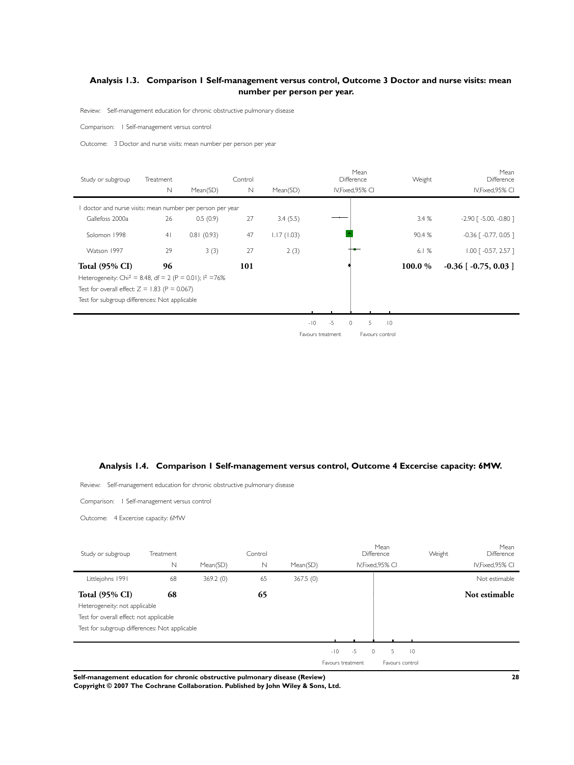### Analysis 1.3. Comparison 1 Self-management versus control, Outcome 3 Doctor and nurse visits: mean number per person per year.

Review: Self-management education for chronic obstructive pulmonary disease

Comparison: 1 Self-management versus control

Outcome: 3 Doctor and nurse visits: mean number per person per year

| Study or subgroup | Treatment N | Mean(SD) | Control N | Mean(SD) | Mean Difference IV,Fixed,95% CI | Weight | Mean Difference IV,Fixed,95% CI |
|---|---|---|---|---|---|---|---|
| 1 doctor and nurse visits: mean number per person per year | | | | | | | |
| Gallefoss 2000a | 26 | 0.5 (0.9) | 27 | 3.4 (5.5) | | 3.4 % | -2.90 [ -5.00, -0.80 ] |
| Solomon 1998 | 41 | 0.81 (0.93) | 47 | 1.17 (1.03) | | 90.4 % | -0.36 [ -0.77, 0.05 ] |
| Watson 1997 | 29 | 3 (3) | 27 | 2 (3) | | 6.1 % | 1.00 [ -0.57, 2.57 ] |
| **Total (95% CI)** | **96** | | **101** | | | **100.0 %** | **-0.36 [ -0.75, 0.03 ]** |

Heterogeneity: $Chi^2 = 8.48$, df = 2 (P = 0.01); $I^2$ =76%

Test for overall effect: Z = 1.83 (P = 0.067)

Test for subgroup differences: Not applicable

-10 -5 0 5 10

Favours treatment Favours control

### Analysis 1.4. Comparison 1 Self-management versus control, Outcome 4 Excercise capacity: 6MW.

Review: Self-management education for chronic obstructive pulmonary disease

Comparison: 1 Self-management versus control

Outcome: 4 Excercise capacity: 6MW

| Study or subgroup | Treatment N | Mean(SD) | Control N | Mean(SD) | Mean Difference IV,Fixed,95% CI | Weight | Mean Difference IV,Fixed,95% CI |
|---|---|---|---|---|---|---|---|
| Littlejohns 1991 | 68 | 369.2 (0) | 65 | 367.5 (0) | | | Not estimable |
| **Total (95% CI)** | **68** | | **65** | | | | **Not estimable** |

Heterogeneity: not applicable

Test for overall effect: not applicable

Test for subgroup differences: Not applicable

-10 -5 0 5 10

Favours treatment Favours control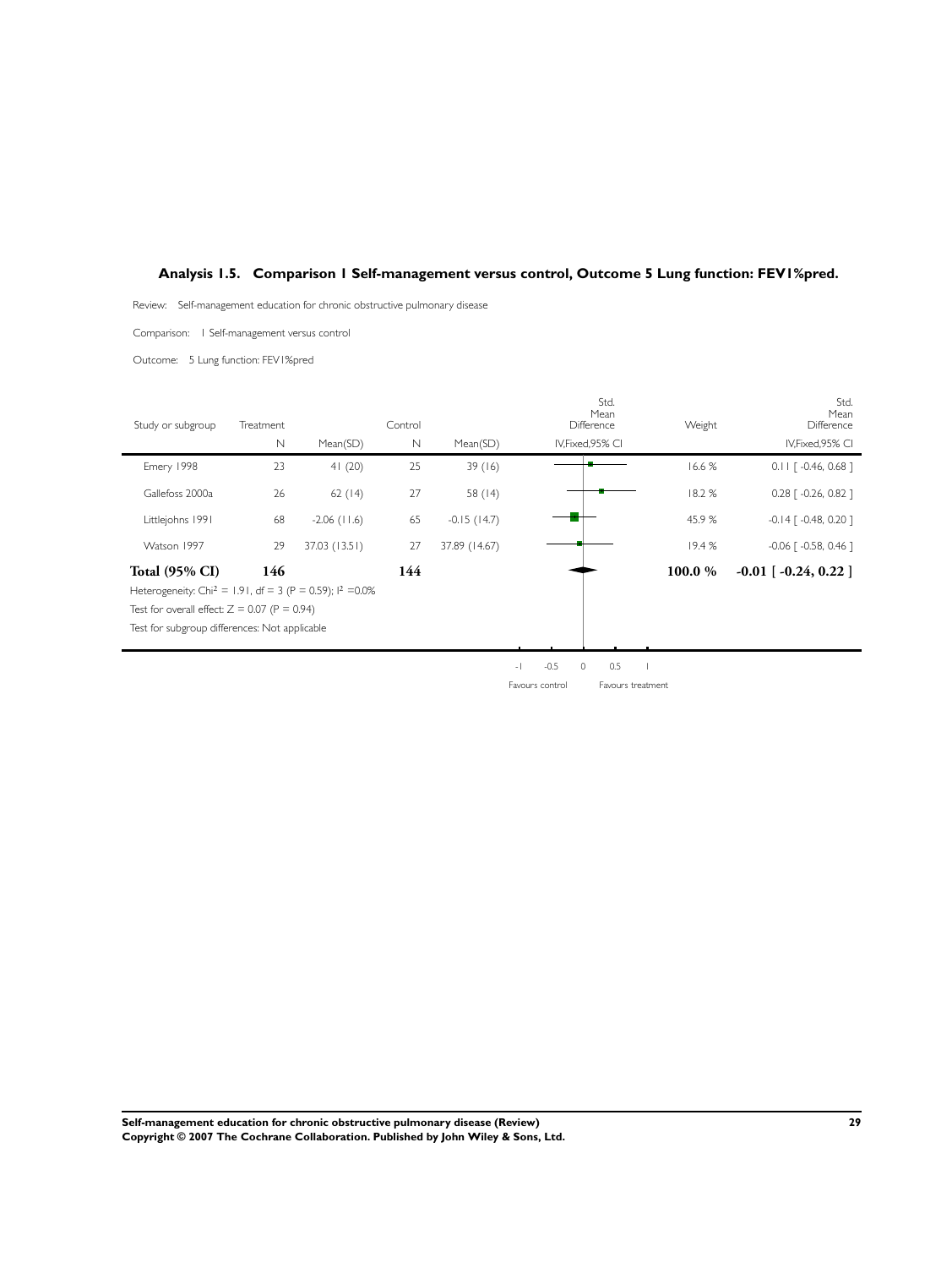## Analysis 1.5. Comparison 1 Self-management versus control, Outcome 5 Lung function: FEV1%pred.

Review: Self-management education for chronic obstructive pulmonary disease

Comparison: 1 Self-management versus control

Outcome: 5 Lung function: FEV1%pred

| Study or subgroup | Treatment | | Control | | Std. Mean Difference | Weight | Std. Mean Difference |
|---|---|---|---|---|---|---|---|
| | N | Mean(SD) | N | Mean(SD) | IV,Fixed,95% CI | | IV,Fixed,95% CI |
| Emery 1998 | 23 | 41 (20) | 25 | 39 (16) | | 16.6 % | 0.11 [ -0.46, 0.68 ] |
| Gallefoss 2000a | 26 | 62 (14) | 27 | 58 (14) | | 18.2 % | 0.28 [ -0.26, 0.82 ] |
| Littlejohns 1991 | 68 | -2.06 (11.6) | 65 | -0.15 (14.7) | | 45.9 % | -0.14 [ -0.48, 0.20 ] |
| Watson 1997 | 29 | 37.03 (13.51) | 27 | 37.89 (14.67) | | 19.4 % | -0.06 [ -0.58, 0.46 ] |
| **Total (95% CI)** | **146** | | **144** | | | **100.0 %** | **-0.01 [ -0.24, 0.22 ]** |

Heterogeneity: $Chi^2 = 1.91$, df = 3 (P = 0.59); $I^2 = 0.0\%$

Test for overall effect: Z = 0.07 (P = 0.94)

Test for subgroup differences: Not applicable

-1 -0.5 0 0.5 1

Favours control Favours treatment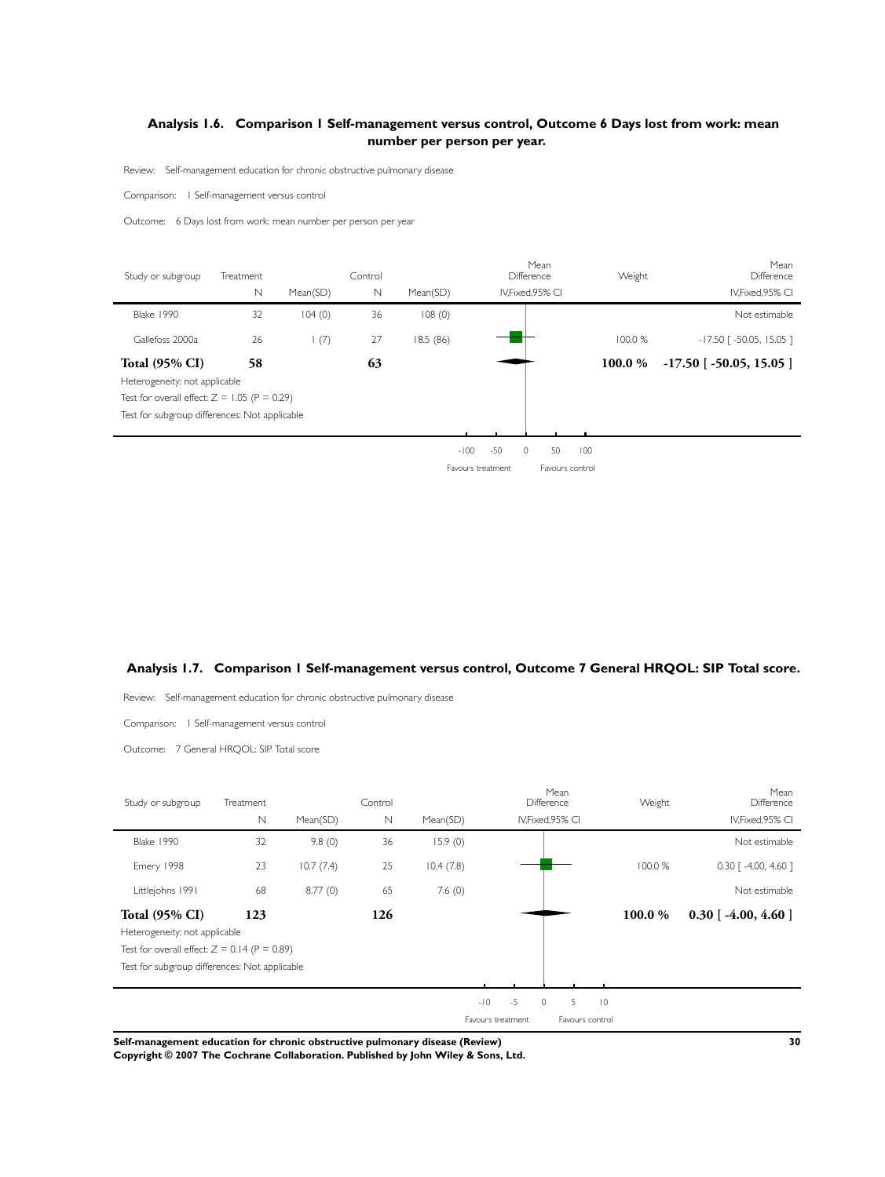### Analysis 1.6. Comparison 1 Self-management versus control, Outcome 6 Days lost from work: mean number per person per year.

Review: Self-management education for chronic obstructive pulmonary disease

Comparison: 1 Self-management versus control

Outcome: 6 Days lost from work: mean number per person per year

| Study or subgroup | Treatment N | Mean(SD) | Control N | Mean(SD) | Mean Difference IV,Fixed,95% CI | Weight | Mean Difference IV,Fixed,95% CI |
|---|---|---|---|---|---|---|---|
| Blake 1990 | 32 | 104 (0) | 36 | 108 (0) | | | Not estimable |
| Gallefoss 2000a | 26 | 1 (7) | 27 | 18.5 (86) | | 100.0 % | -17.50 [ -50.05, 15.05 ] |
| **Total (95% CI)** | **58** | | **63** | | | **100.0 %** | **-17.50 [ -50.05, 15.05 ]** |

Heterogeneity: not applicable

Test for overall effect: Z = 1.05 (P = 0.29)

Test for subgroup differences: Not applicable

Axis: -100, -50, 0, 50, 100 — Favours treatment / Favours control

### Analysis 1.7. Comparison 1 Self-management versus control, Outcome 7 General HRQOL: SIP Total score.

Review: Self-management education for chronic obstructive pulmonary disease

Comparison: 1 Self-management versus control

Outcome: 7 General HRQOL: SIP Total score

| Study or subgroup | Treatment N | Mean(SD) | Control N | Mean(SD) | Mean Difference IV,Fixed,95% CI | Weight | Mean Difference IV,Fixed,95% CI |
|---|---|---|---|---|---|---|---|
| Blake 1990 | 32 | 9.8 (0) | 36 | 15.9 (0) | | | Not estimable |
| Emery 1998 | 23 | 10.7 (7.4) | 25 | 10.4 (7.8) | | 100.0 % | 0.30 [ -4.00, 4.60 ] |
| Littlejohns 1991 | 68 | 8.77 (0) | 65 | 7.6 (0) | | | Not estimable |
| **Total (95% CI)** | **123** | | **126** | | | **100.0 %** | **0.30 [ -4.00, 4.60 ]** |

Heterogeneity: not applicable

Test for overall effect: Z = 0.14 (P = 0.89)

Test for subgroup differences: Not applicable

Axis: -10, -5, 0, 5, 10 — Favours treatment / Favours control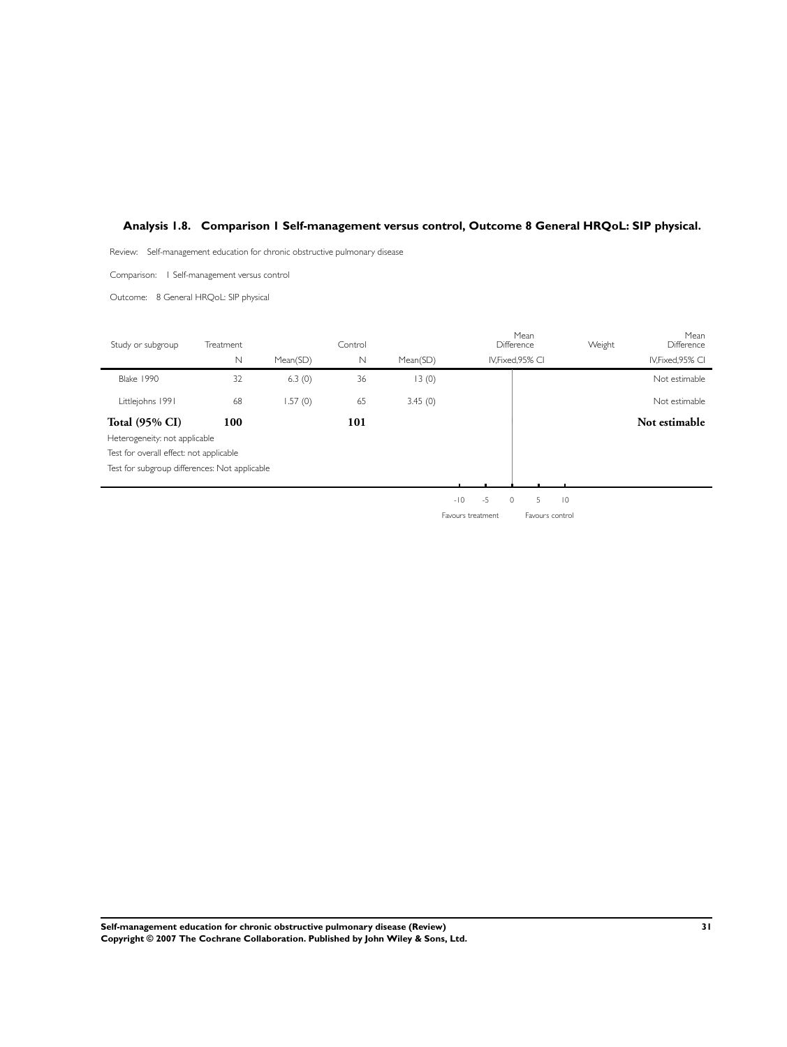## Analysis 1.8. Comparison 1 Self-management versus control, Outcome 8 General HRQoL: SIP physical.

Review: Self-management education for chronic obstructive pulmonary disease

Comparison: 1 Self-management versus control

Outcome: 8 General HRQoL: SIP physical

| Study or subgroup | Treatment N | Mean(SD) | Control N | Mean(SD) | Mean Difference IV,Fixed,95% CI | Weight | Mean Difference IV,Fixed,95% CI |
|---|---|---|---|---|---|---|---|
| Blake 1990 | 32 | 6.3 (0) | 36 | 13 (0) | | | Not estimable |
| Littlejohns 1991 | 68 | 1.57 (0) | 65 | 3.45 (0) | | | Not estimable |
| **Total (95% CI)** | **100** | | **101** | | | | **Not estimable** |

Heterogeneity: not applicable

Test for overall effect: not applicable

Test for subgroup differences: Not applicable

-10 -5 0 5 10

Favours treatment Favours control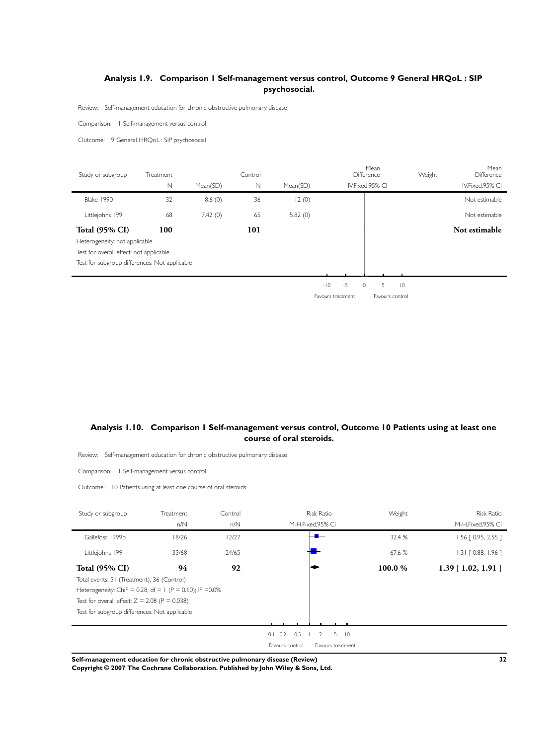## Analysis 1.9. Comparison 1 Self-management versus control, Outcome 9 General HRQoL : SIP psychosocial.

Review: Self-management education for chronic obstructive pulmonary disease

Comparison: 1 Self-management versus control

Outcome: 9 General HRQoL : SIP psychosocial

| Study or subgroup | Treatment N | Mean(SD) | Control N | Mean(SD) | Mean Difference IV,Fixed,95% CI | Weight | Mean Difference IV,Fixed,95% CI |
|---|---|---|---|---|---|---|---|
| Blake 1990 | 32 | 8.6 (0) | 36 | 12 (0) | | | Not estimable |
| Littlejohns 1991 | 68 | 7.42 (0) | 65 | 5.82 (0) | | | Not estimable |
| **Total (95% CI)** | **100** | | **101** | | | | **Not estimable** |

Heterogeneity: not applicable

Test for overall effect: not applicable

Test for subgroup differences: Not applicable

-10 -5 0 5 10

Favours treatment Favours control

## Analysis 1.10. Comparison 1 Self-management versus control, Outcome 10 Patients using at least one course of oral steroids.

Review: Self-management education for chronic obstructive pulmonary disease

Comparison: 1 Self-management versus control

Outcome: 10 Patients using at least one course of oral steroids

| Study or subgroup | Treatment n/N | Control n/N | Risk Ratio M-H,Fixed,95% CI | Weight | Risk Ratio M-H,Fixed,95% CI |
|---|---|---|---|---|---|
| Gallefoss 1999b | 18/26 | 12/27 | | 32.4 % | 1.56 [ 0.95, 2.55 ] |
| Littlejohns 1991 | 33/68 | 24/65 | | 67.6 % | 1.31 [ 0.88, 1.96 ] |
| **Total (95% CI)** | **94** | **92** | | **100.0 %** | **1.39 [ 1.02, 1.91 ]** |

Total events: 51 (Treatment), 36 (Control)

Heterogeneity: $Chi^2 = 0.28$, $df = 1$ ($P = 0.60$); $I^2 = 0.0\%$

Test for overall effect: $Z = 2.08$ ($P = 0.038$)

Test for subgroup differences: Not applicable

0.1 0.2 0.5 1 2 5 10

Favours control Favours treatment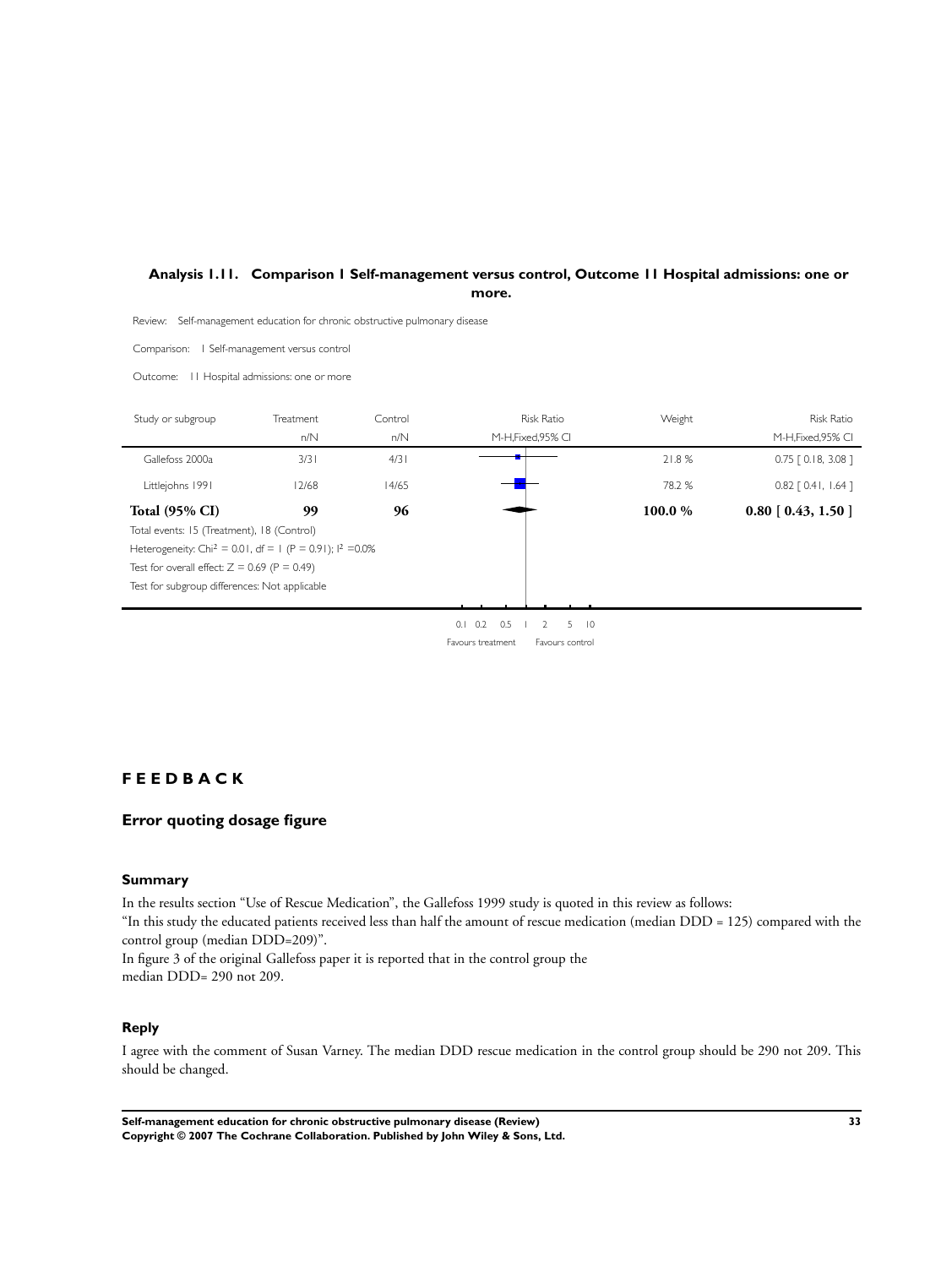### Analysis 1.11. Comparison 1 Self-management versus control, Outcome 11 Hospital admissions: one or more.

Review: Self-management education for chronic obstructive pulmonary disease

Comparison: 1 Self-management versus control

Outcome: 11 Hospital admissions: one or more

| Study or subgroup | Treatment n/N | Control n/N | Risk Ratio M-H,Fixed,95% CI | Weight | Risk Ratio M-H,Fixed,95% CI |
|---|---|---|---|---|---|
| Gallefoss 2000a | 3/31 | 4/31 | | 21.8 % | 0.75 [ 0.18, 3.08 ] |
| Littlejohns 1991 | 12/68 | 14/65 | | 78.2 % | 0.82 [ 0.41, 1.64 ] |
| **Total (95% CI)** | **99** | **96** | | **100.0 %** | **0.80 [ 0.43, 1.50 ]** |

Total events: 15 (Treatment), 18 (Control)

Heterogeneity: $Chi^2 = 0.01$, df = 1 (P = 0.91); $I^2$ =0.0%

Test for overall effect: Z = 0.69 (P = 0.49)

Test for subgroup differences: Not applicable

0.1 0.2 0.5 1 2 5 10

Favours treatment Favours control

## FEEDBACK

### Error quoting dosage figure

#### Summary

In the results section "Use of Rescue Medication", the Gallefoss 1999 study is quoted in this review as follows:

"In this study the educated patients received less than half the amount of rescue medication (median DDD = 125) compared with the control group (median DDD=209)".

In figure 3 of the original Gallefoss paper it is reported that in the control group the median DDD= 290 not 209.

#### Reply

I agree with the comment of Susan Varney. The median DDD rescue medication in the control group should be 290 not 209. This should be changed.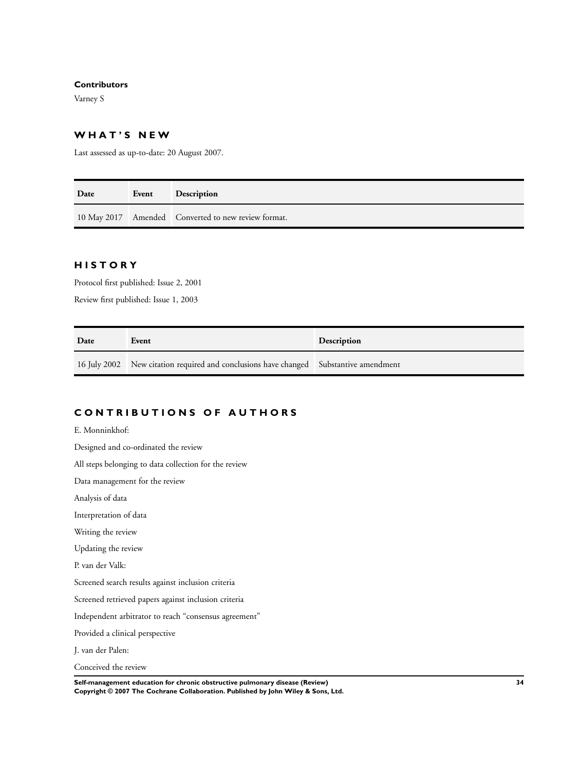**Contributors**

Varney S

## WHAT'S NEW

Last assessed as up-to-date: 20 August 2007.

| Date | Event | Description |
|---|---|---|
| 10 May 2017 | Amended | Converted to new review format. |

## HISTORY

Protocol first published: Issue 2, 2001

Review first published: Issue 1, 2003

| Date | Event | Description |
|---|---|---|
| 16 July 2002 | New citation required and conclusions have changed | Substantive amendment |

## CONTRIBUTIONS OF AUTHORS

E. Monninkhof:

Designed and co-ordinated the review

All steps belonging to data collection for the review

Data management for the review

Analysis of data

Interpretation of data

Writing the review

Updating the review

P. van der Valk:

Screened search results against inclusion criteria

Screened retrieved papers against inclusion criteria

Independent arbitrator to reach "consensus agreement"

Provided a clinical perspective

J. van der Palen:

Conceived the review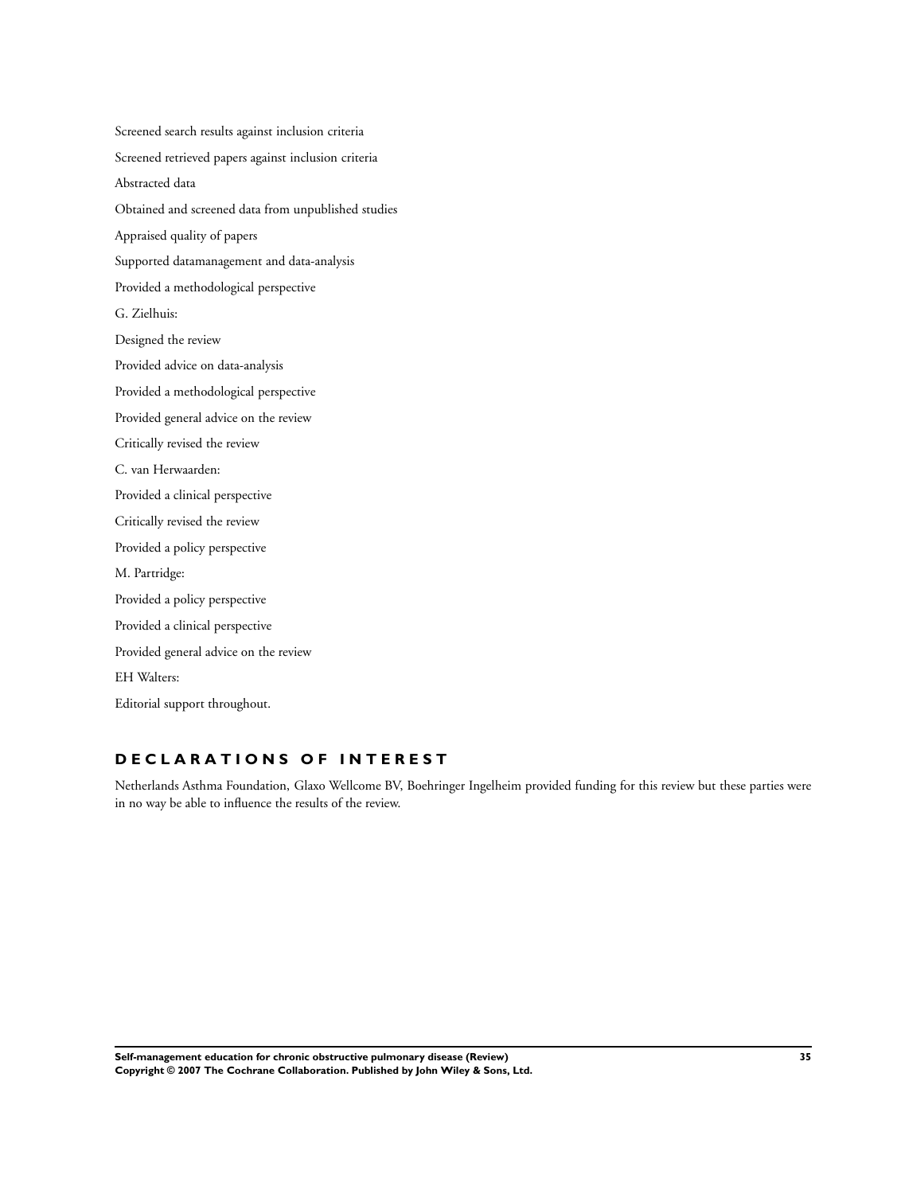Screened search results against inclusion criteria

Screened retrieved papers against inclusion criteria

Abstracted data

Obtained and screened data from unpublished studies

Appraised quality of papers

Supported datamanagement and data-analysis

Provided a methodological perspective

G. Zielhuis:

Designed the review

Provided advice on data-analysis

Provided a methodological perspective

Provided general advice on the review

Critically revised the review

C. van Herwaarden:

Provided a clinical perspective

Critically revised the review

Provided a policy perspective

M. Partridge:

Provided a policy perspective

Provided a clinical perspective

Provided general advice on the review

EH Walters:

Editorial support throughout.

# DECLARATIONS OF INTEREST

Netherlands Asthma Foundation, Glaxo Wellcome BV, Boehringer Ingelheim provided funding for this review but these parties were in no way be able to influence the results of the review.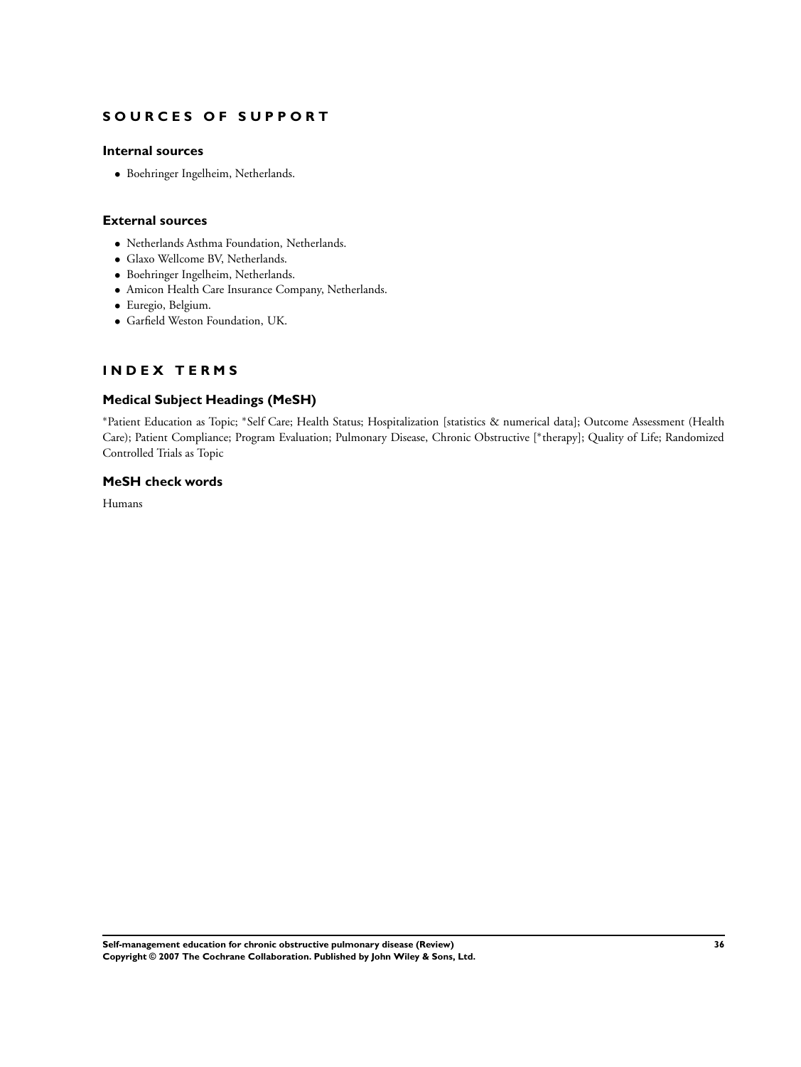## SOURCES OF SUPPORT

### Internal sources

- Boehringer Ingelheim, Netherlands.

### External sources

- Netherlands Asthma Foundation, Netherlands.
- Glaxo Wellcome BV, Netherlands.
- Boehringer Ingelheim, Netherlands.
- Amicon Health Care Insurance Company, Netherlands.
- Euregio, Belgium.
- Garfield Weston Foundation, UK.

## INDEX TERMS

### Medical Subject Headings (MeSH)

*Patient Education as Topic; *Self Care; Health Status; Hospitalization [statistics & numerical data]; Outcome Assessment (Health Care); Patient Compliance; Program Evaluation; Pulmonary Disease, Chronic Obstructive [*therapy]; Quality of Life; Randomized Controlled Trials as Topic

### MeSH check words

Humans